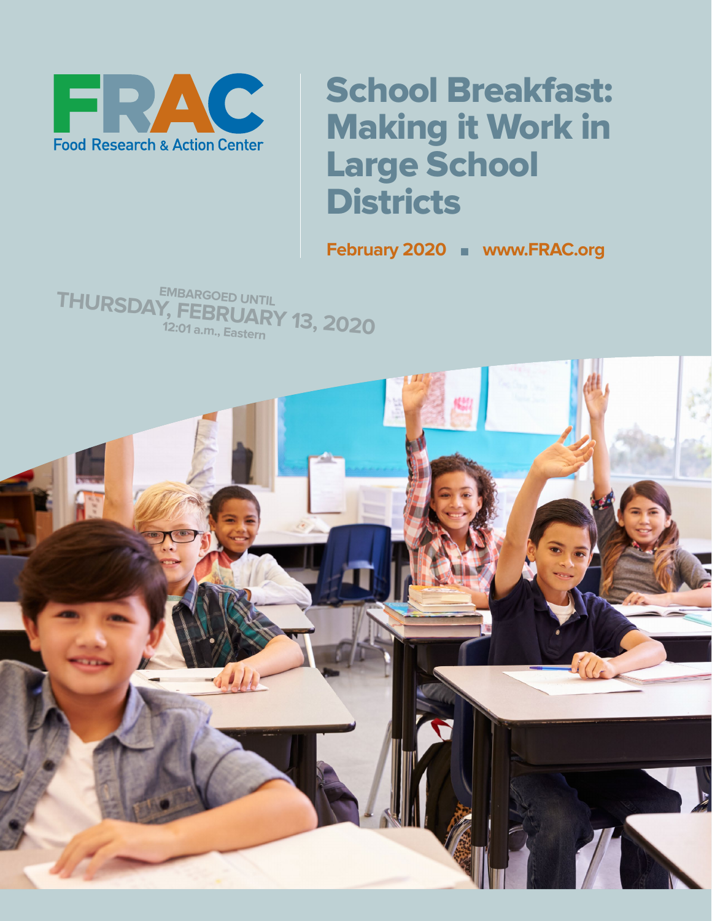FRAC

Food Research & Action Center

# School Breakfast: Making it Work in Large School Districts

**February 2020 ▪ www.FRAC.org**

EMBARGOED UNTIL
THURSDAY, FEBRUARY 13, 2020
12:01 a.m., Eastern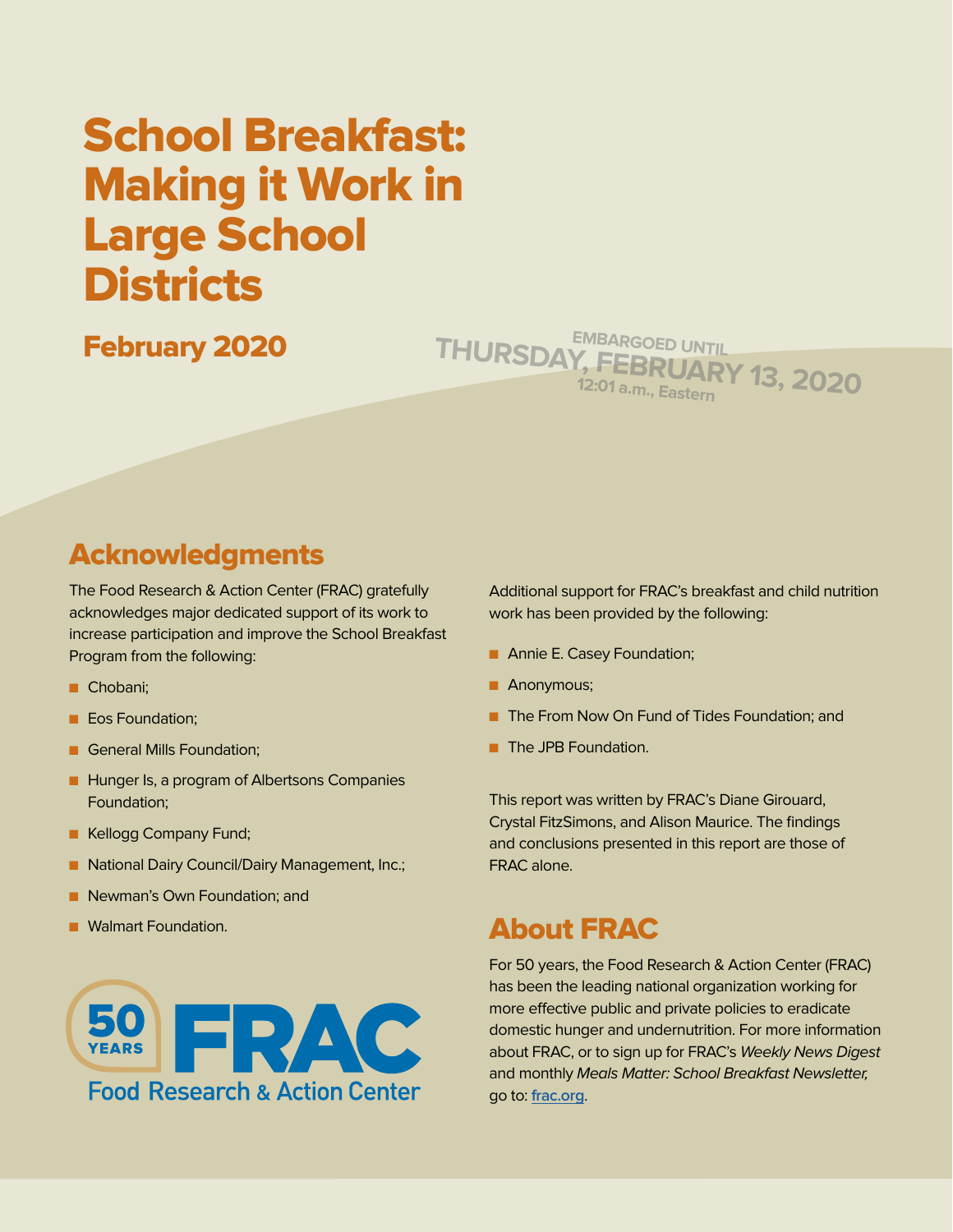# School Breakfast: Making it Work in Large School Districts

## February 2020

EMBARGOED UNTIL THURSDAY, FEBRUARY 13, 2020 12:01 a.m., Eastern

## Acknowledgments

The Food Research & Action Center (FRAC) gratefully acknowledges major dedicated support of its work to increase participation and improve the School Breakfast Program from the following:

- Chobani;
- Eos Foundation;
- General Mills Foundation;
- Hunger Is, a program of Albertsons Companies Foundation;
- Kellogg Company Fund;
- National Dairy Council/Dairy Management, Inc.;
- Newman's Own Foundation; and
- Walmart Foundation.

Additional support for FRAC's breakfast and child nutrition work has been provided by the following:

- Annie E. Casey Foundation;
- Anonymous;
- The From Now On Fund of Tides Foundation; and
- The JPB Foundation.

This report was written by FRAC's Diane Girouard, Crystal FitzSimons, and Alison Maurice. The findings and conclusions presented in this report are those of FRAC alone.

## About FRAC

For 50 years, the Food Research & Action Center (FRAC) has been the leading national organization working for more effective public and private policies to eradicate domestic hunger and undernutrition. For more information about FRAC, or to sign up for FRAC's *Weekly News Digest* and monthly *Meals Matter: School Breakfast Newsletter,* go to: [frac.org](frac.org).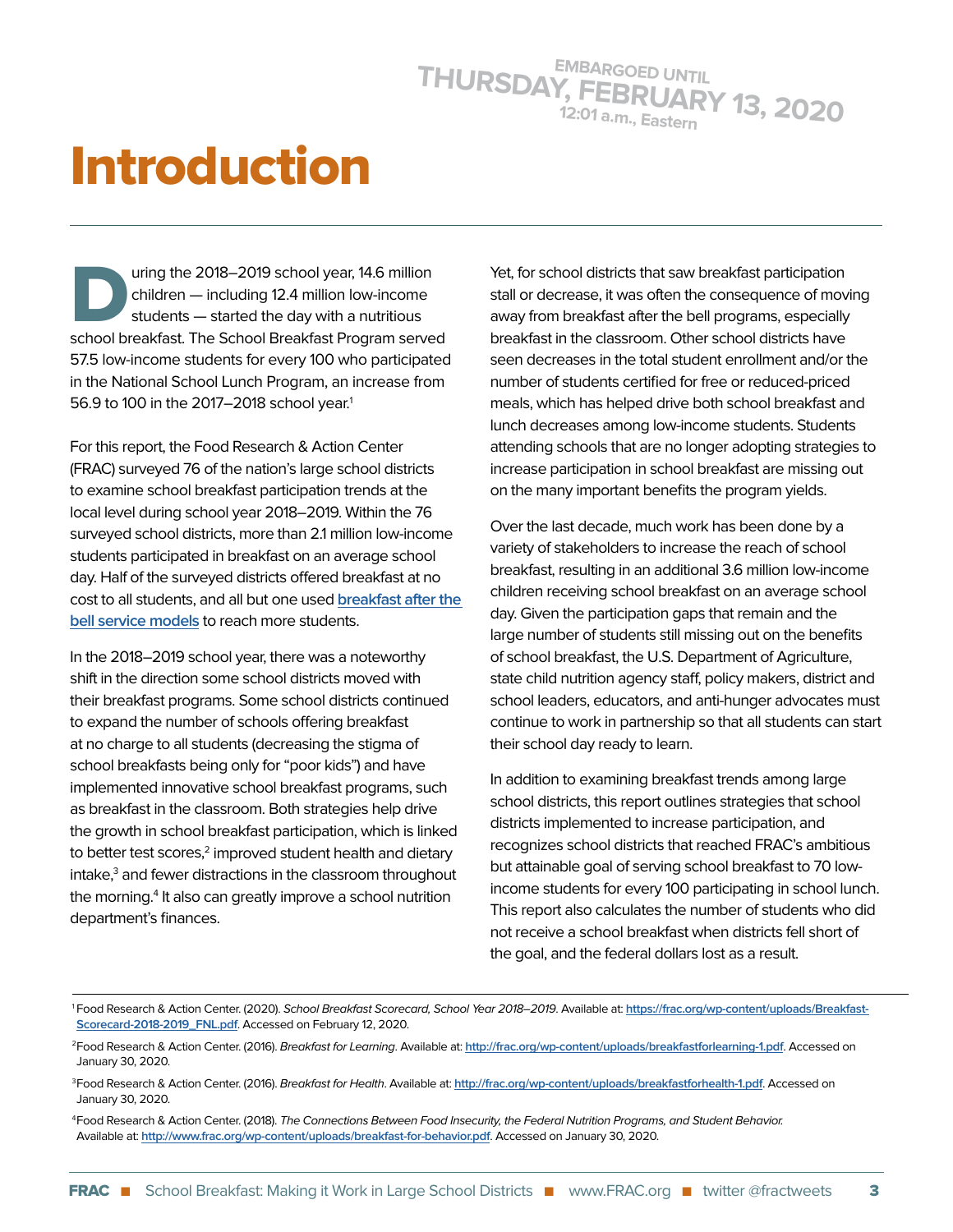# Introduction

During the 2018–2019 school year, 14.6 million children — including 12.4 million low-income students — started the day with a nutritious school breakfast. The School Breakfast Program served 57.5 low-income students for every 100 who participated in the National School Lunch Program, an increase from 56.9 to 100 in the 2017–2018 school year.[1]

For this report, the Food Research & Action Center (FRAC) surveyed 76 of the nation's large school districts to examine school breakfast participation trends at the local level during school year 2018–2019. Within the 76 surveyed school districts, more than 2.1 million low-income students participated in breakfast on an average school day. Half of the surveyed districts offered breakfast at no cost to all students, and all but one used [breakfast after the bell service models](#) to reach more students.

In the 2018–2019 school year, there was a noteworthy shift in the direction some school districts moved with their breakfast programs. Some school districts continued to expand the number of schools offering breakfast at no charge to all students (decreasing the stigma of school breakfasts being only for "poor kids") and have implemented innovative school breakfast programs, such as breakfast in the classroom. Both strategies help drive the growth in school breakfast participation, which is linked to better test scores,[2] improved student health and dietary intake,[3] and fewer distractions in the classroom throughout the morning.[4] It also can greatly improve a school nutrition department's finances.

Yet, for school districts that saw breakfast participation stall or decrease, it was often the consequence of moving away from breakfast after the bell programs, especially breakfast in the classroom. Other school districts have seen decreases in the total student enrollment and/or the number of students certified for free or reduced-priced meals, which has helped drive both school breakfast and lunch decreases among low-income students. Students attending schools that are no longer adopting strategies to increase participation in school breakfast are missing out on the many important benefits the program yields.

Over the last decade, much work has been done by a variety of stakeholders to increase the reach of school breakfast, resulting in an additional 3.6 million low-income children receiving school breakfast on an average school day. Given the participation gaps that remain and the large number of students still missing out on the benefits of school breakfast, the U.S. Department of Agriculture, state child nutrition agency staff, policy makers, district and school leaders, educators, and anti-hunger advocates must continue to work in partnership so that all students can start their school day ready to learn.

In addition to examining breakfast trends among large school districts, this report outlines strategies that school districts implemented to increase participation, and recognizes school districts that reached FRAC's ambitious but attainable goal of serving school breakfast to 70 low-income students for every 100 participating in school lunch. This report also calculates the number of students who did not receive a school breakfast when districts fell short of the goal, and the federal dollars lost as a result.

---

[1] Food Research & Action Center. (2020). *School Breakfast Scorecard, School Year 2018–2019*. Available at: https://frac.org/wp-content/uploads/Breakfast-Scorecard-2018-2019_FNL.pdf. Accessed on February 12, 2020.

[2] Food Research & Action Center. (2016). *Breakfast for Learning*. Available at: http://frac.org/wp-content/uploads/breakfastforlearning-1.pdf. Accessed on January 30, 2020.

[3] Food Research & Action Center. (2016). *Breakfast for Health*. Available at: http://frac.org/wp-content/uploads/breakfastforhealth-1.pdf. Accessed on January 30, 2020.

[4] Food Research & Action Center. (2018). *The Connections Between Food Insecurity, the Federal Nutrition Programs, and Student Behavior.* Available at: http://www.frac.org/wp-content/uploads/breakfast-for-behavior.pdf. Accessed on January 30, 2020.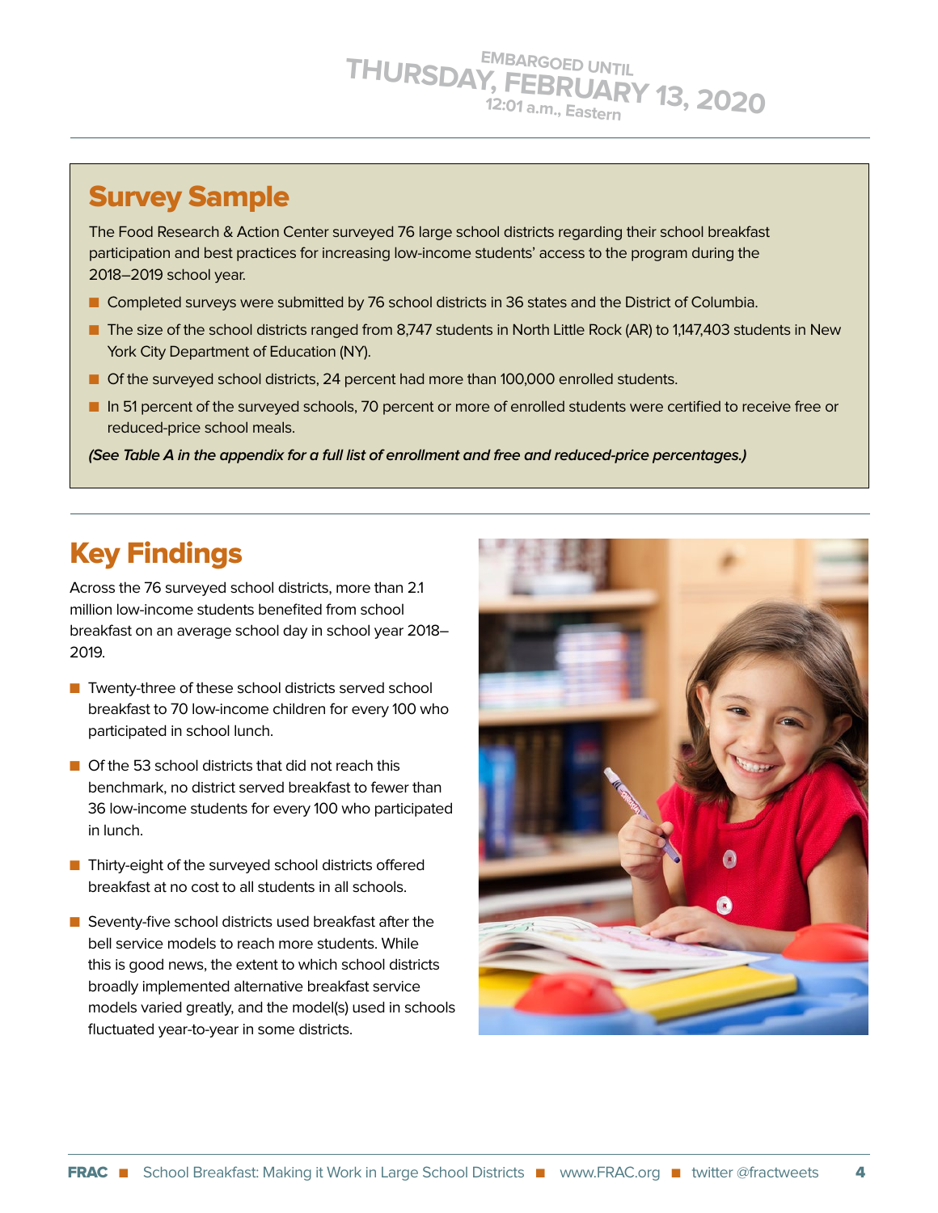EMBARGOED UNTIL THURSDAY, FEBRUARY 13, 2020 12:01 a.m., Eastern

## Survey Sample

The Food Research & Action Center surveyed 76 large school districts regarding their school breakfast participation and best practices for increasing low-income students' access to the program during the 2018–2019 school year.

- Completed surveys were submitted by 76 school districts in 36 states and the District of Columbia.
- The size of the school districts ranged from 8,747 students in North Little Rock (AR) to 1,147,403 students in New York City Department of Education (NY).
- Of the surveyed school districts, 24 percent had more than 100,000 enrolled students.
- In 51 percent of the surveyed schools, 70 percent or more of enrolled students were certified to receive free or reduced-price school meals.

***(See Table A in the appendix for a full list of enrollment and free and reduced-price percentages.)***

## Key Findings

Across the 76 surveyed school districts, more than 2.1 million low-income students benefited from school breakfast on an average school day in school year 2018–2019.

- Twenty-three of these school districts served school breakfast to 70 low-income children for every 100 who participated in school lunch.
- Of the 53 school districts that did not reach this benchmark, no district served breakfast to fewer than 36 low-income students for every 100 who participated in lunch.
- Thirty-eight of the surveyed school districts offered breakfast at no cost to all students in all schools.
- Seventy-five school districts used breakfast after the bell service models to reach more students. While this is good news, the extent to which school districts broadly implemented alternative breakfast service models varied greatly, and the model(s) used in schools fluctuated year-to-year in some districts.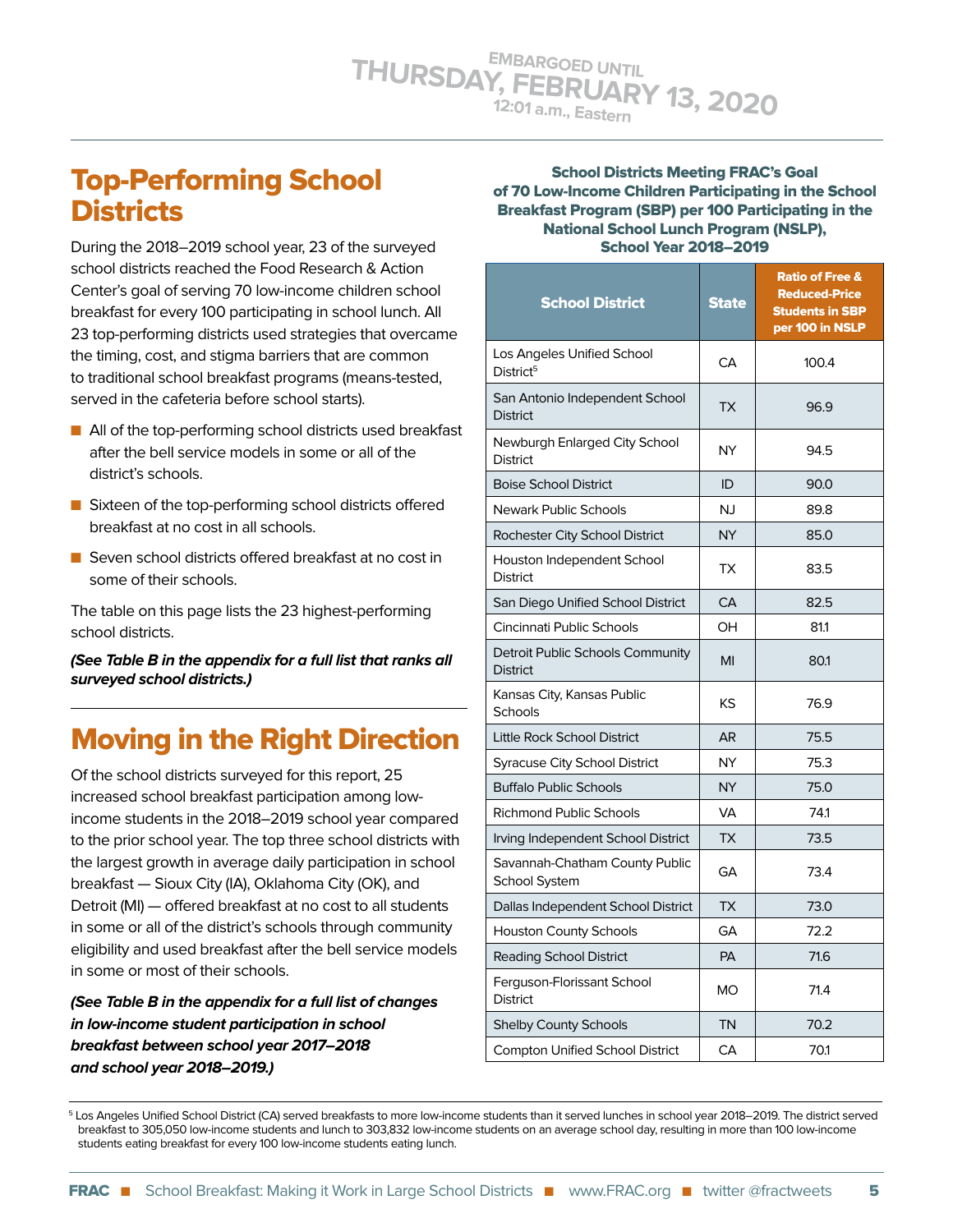# Top-Performing School Districts

During the 2018–2019 school year, 23 of the surveyed school districts reached the Food Research & Action Center's goal of serving 70 low-income children school breakfast for every 100 participating in school lunch. All 23 top-performing districts used strategies that overcame the timing, cost, and stigma barriers that are common to traditional school breakfast programs (means-tested, served in the cafeteria before school starts).

- All of the top-performing school districts used breakfast after the bell service models in some or all of the district's schools.
- Sixteen of the top-performing school districts offered breakfast at no cost in all schools.
- Seven school districts offered breakfast at no cost in some of their schools.

The table on this page lists the 23 highest-performing school districts.

***(See Table B in the appendix for a full list that ranks all surveyed school districts.)***

# Moving in the Right Direction

Of the school districts surveyed for this report, 25 increased school breakfast participation among low-income students in the 2018–2019 school year compared to the prior school year. The top three school districts with the largest growth in average daily participation in school breakfast — Sioux City (IA), Oklahoma City (OK), and Detroit (MI) — offered breakfast at no cost to all students in some or all of the district's schools through community eligibility and used breakfast after the bell service models in some or most of their schools.

***(See Table B in the appendix for a full list of changes in low-income student participation in school breakfast between school year 2017–2018 and school year 2018–2019.)***

**School Districts Meeting FRAC's Goal of 70 Low-Income Children Participating in the School Breakfast Program (SBP) per 100 Participating in the National School Lunch Program (NSLP), School Year 2018–2019**

| School District | State | Ratio of Free & Reduced-Price Students in SBP per 100 in NSLP |
|---|---|---|
| Los Angeles Unified School District[5] | CA | 100.4 |
| San Antonio Independent School District | TX | 96.9 |
| Newburgh Enlarged City School District | NY | 94.5 |
| Boise School District | ID | 90.0 |
| Newark Public Schools | NJ | 89.8 |
| Rochester City School District | NY | 85.0 |
| Houston Independent School District | TX | 83.5 |
| San Diego Unified School District | CA | 82.5 |
| Cincinnati Public Schools | OH | 81.1 |
| Detroit Public Schools Community District | MI | 80.1 |
| Kansas City, Kansas Public Schools | KS | 76.9 |
| Little Rock School District | AR | 75.5 |
| Syracuse City School District | NY | 75.3 |
| Buffalo Public Schools | NY | 75.0 |
| Richmond Public Schools | VA | 74.1 |
| Irving Independent School District | TX | 73.5 |
| Savannah-Chatham County Public School System | GA | 73.4 |
| Dallas Independent School District | TX | 73.0 |
| Houston County Schools | GA | 72.2 |
| Reading School District | PA | 71.6 |
| Ferguson-Florissant School District | MO | 71.4 |
| Shelby County Schools | TN | 70.2 |
| Compton Unified School District | CA | 70.1 |

[5] Los Angeles Unified School District (CA) served breakfasts to more low-income students than it served lunches in school year 2018–2019. The district served breakfast to 305,050 low-income students and lunch to 303,832 low-income students on an average school day, resulting in more than 100 low-income students eating breakfast for every 100 low-income students eating lunch.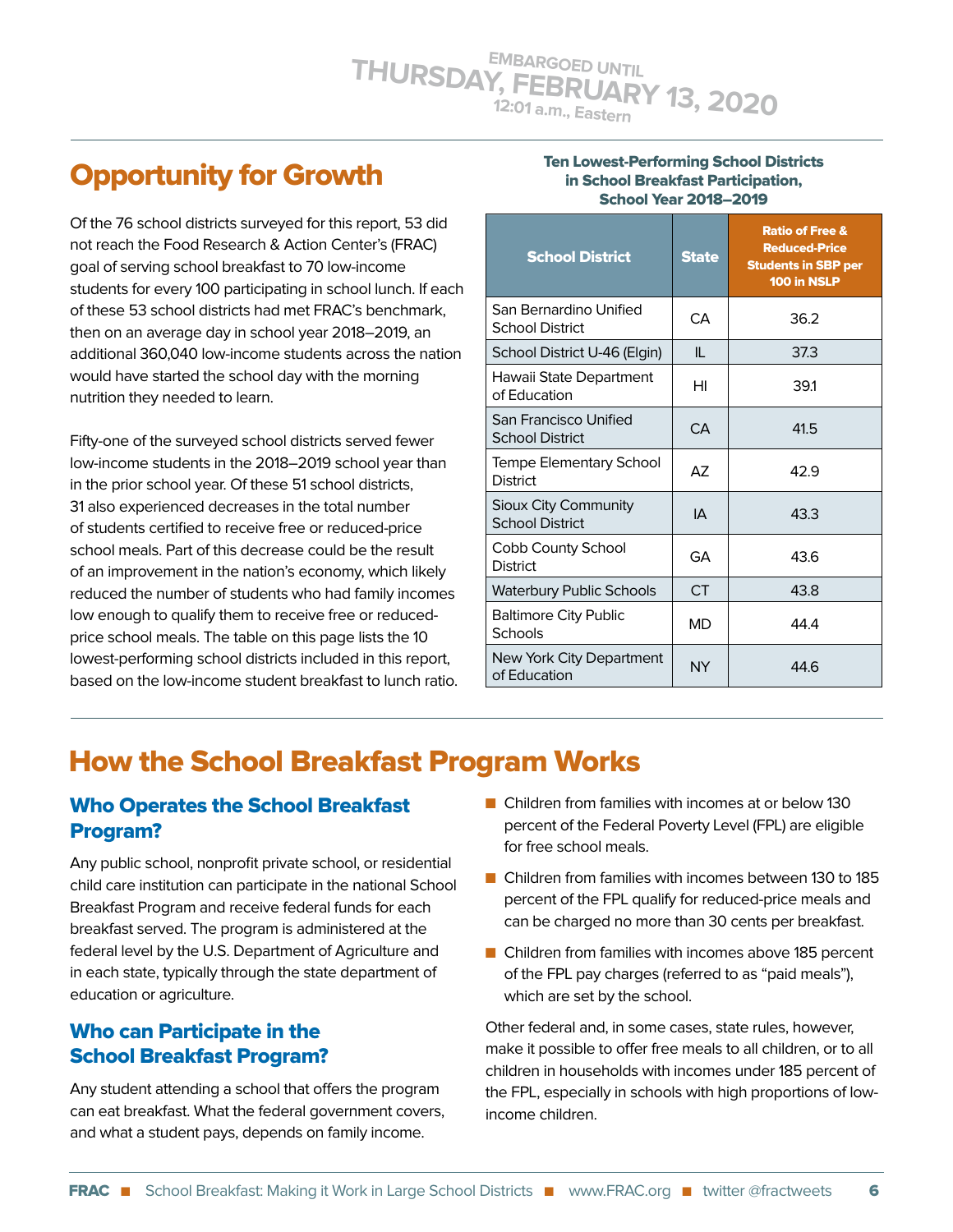EMBARGOED UNTIL THURSDAY, FEBRUARY 13, 2020 12:01 a.m., Eastern

## Opportunity for Growth

Of the 76 school districts surveyed for this report, 53 did not reach the Food Research & Action Center's (FRAC) goal of serving school breakfast to 70 low-income students for every 100 participating in school lunch. If each of these 53 school districts had met FRAC's benchmark, then on an average day in school year 2018–2019, an additional 360,040 low-income students across the nation would have started the school day with the morning nutrition they needed to learn.

Fifty-one of the surveyed school districts served fewer low-income students in the 2018–2019 school year than in the prior school year. Of these 51 school districts, 31 also experienced decreases in the total number of students certified to receive free or reduced-price school meals. Part of this decrease could be the result of an improvement in the nation's economy, which likely reduced the number of students who had family incomes low enough to qualify them to receive free or reduced-price school meals. The table on this page lists the 10 lowest-performing school districts included in this report, based on the low-income student breakfast to lunch ratio.

**Ten Lowest-Performing School Districts in School Breakfast Participation, School Year 2018–2019**

| School District | State | Ratio of Free & Reduced-Price Students in SBP per 100 in NSLP |
|---|---|---|
| San Bernardino Unified School District | CA | 36.2 |
| School District U-46 (Elgin) | IL | 37.3 |
| Hawaii State Department of Education | HI | 39.1 |
| San Francisco Unified School District | CA | 41.5 |
| Tempe Elementary School District | AZ | 42.9 |
| Sioux City Community School District | IA | 43.3 |
| Cobb County School District | GA | 43.6 |
| Waterbury Public Schools | CT | 43.8 |
| Baltimore City Public Schools | MD | 44.4 |
| New York City Department of Education | NY | 44.6 |

## How the School Breakfast Program Works

### Who Operates the School Breakfast Program?

Any public school, nonprofit private school, or residential child care institution can participate in the national School Breakfast Program and receive federal funds for each breakfast served. The program is administered at the federal level by the U.S. Department of Agriculture and in each state, typically through the state department of education or agriculture.

### Who can Participate in the School Breakfast Program?

Any student attending a school that offers the program can eat breakfast. What the federal government covers, and what a student pays, depends on family income.

- Children from families with incomes at or below 130 percent of the Federal Poverty Level (FPL) are eligible for free school meals.
- Children from families with incomes between 130 to 185 percent of the FPL qualify for reduced-price meals and can be charged no more than 30 cents per breakfast.
- Children from families with incomes above 185 percent of the FPL pay charges (referred to as "paid meals"), which are set by the school.

Other federal and, in some cases, state rules, however, make it possible to offer free meals to all children, or to all children in households with incomes under 185 percent of the FPL, especially in schools with high proportions of low-income children.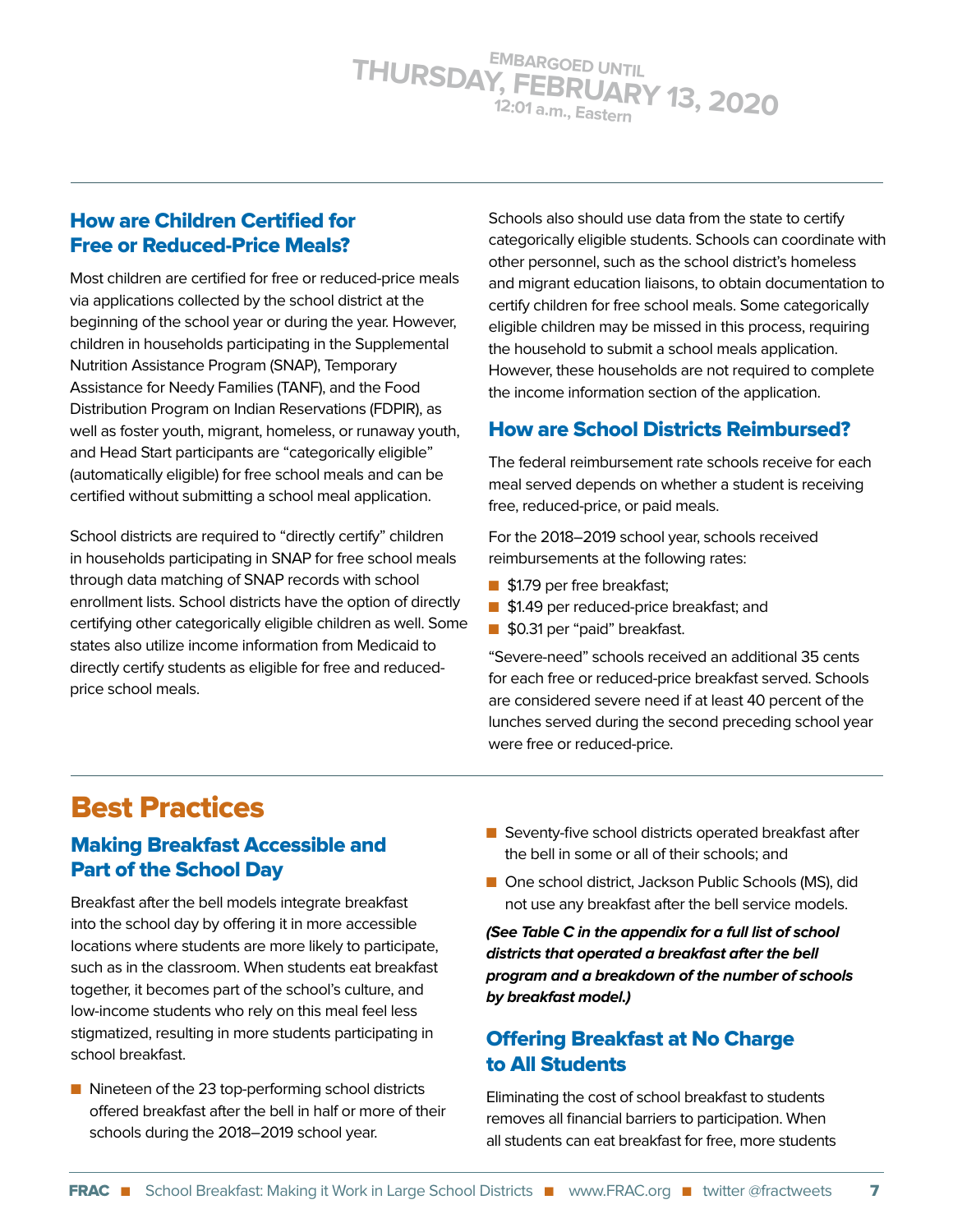EMBARGOED UNTIL THURSDAY, FEBRUARY 13, 2020 12:01 a.m., Eastern

### How are Children Certified for Free or Reduced-Price Meals?

Most children are certified for free or reduced-price meals via applications collected by the school district at the beginning of the school year or during the year. However, children in households participating in the Supplemental Nutrition Assistance Program (SNAP), Temporary Assistance for Needy Families (TANF), and the Food Distribution Program on Indian Reservations (FDPIR), as well as foster youth, migrant, homeless, or runaway youth, and Head Start participants are "categorically eligible" (automatically eligible) for free school meals and can be certified without submitting a school meal application.

School districts are required to "directly certify" children in households participating in SNAP for free school meals through data matching of SNAP records with school enrollment lists. School districts have the option of directly certifying other categorically eligible children as well. Some states also utilize income information from Medicaid to directly certify students as eligible for free and reduced-price school meals.

Schools also should use data from the state to certify categorically eligible students. Schools can coordinate with other personnel, such as the school district's homeless and migrant education liaisons, to obtain documentation to certify children for free school meals. Some categorically eligible children may be missed in this process, requiring the household to submit a school meals application. However, these households are not required to complete the income information section of the application.

### How are School Districts Reimbursed?

The federal reimbursement rate schools receive for each meal served depends on whether a student is receiving free, reduced-price, or paid meals.

For the 2018–2019 school year, schools received reimbursements at the following rates:

- $1.79 per free breakfast;
- $1.49 per reduced-price breakfast; and
- $0.31 per "paid" breakfast.

"Severe-need" schools received an additional 35 cents for each free or reduced-price breakfast served. Schools are considered severe need if at least 40 percent of the lunches served during the second preceding school year were free or reduced-price.

# Best Practices

### Making Breakfast Accessible and Part of the School Day

Breakfast after the bell models integrate breakfast into the school day by offering it in more accessible locations where students are more likely to participate, such as in the classroom. When students eat breakfast together, it becomes part of the school's culture, and low-income students who rely on this meal feel less stigmatized, resulting in more students participating in school breakfast.

- Nineteen of the 23 top-performing school districts offered breakfast after the bell in half or more of their schools during the 2018–2019 school year.
- Seventy-five school districts operated breakfast after the bell in some or all of their schools; and
- One school district, Jackson Public Schools (MS), did not use any breakfast after the bell service models.

***(See Table C in the appendix for a full list of school districts that operated a breakfast after the bell program and a breakdown of the number of schools by breakfast model.)***

### Offering Breakfast at No Charge to All Students

Eliminating the cost of school breakfast to students removes all financial barriers to participation. When all students can eat breakfast for free, more students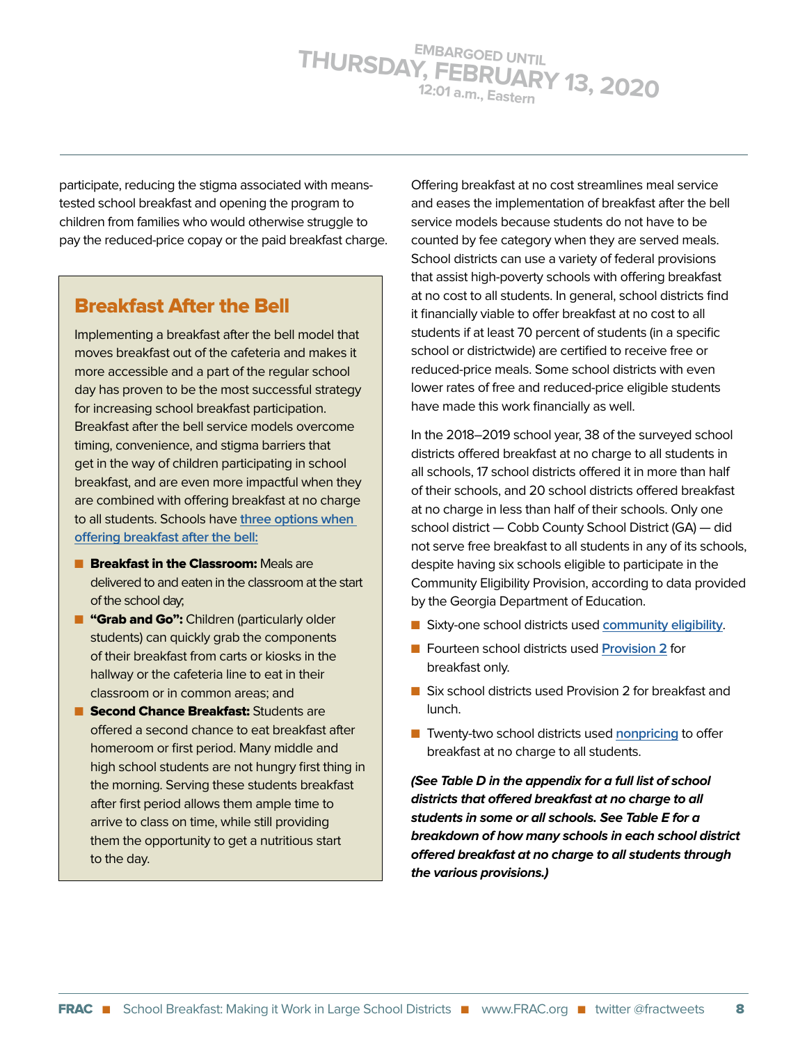participate, reducing the stigma associated with means-tested school breakfast and opening the program to children from families who would otherwise struggle to pay the reduced-price copay or the paid breakfast charge.

## Breakfast After the Bell

Implementing a breakfast after the bell model that moves breakfast out of the cafeteria and makes it more accessible and a part of the regular school day has proven to be the most successful strategy for increasing school breakfast participation. Breakfast after the bell service models overcome timing, convenience, and stigma barriers that get in the way of children participating in school breakfast, and are even more impactful when they are combined with offering breakfast at no charge to all students. Schools have [three options when offering breakfast after the bell:]

- **Breakfast in the Classroom:** Meals are delivered to and eaten in the classroom at the start of the school day;
- **"Grab and Go":** Children (particularly older students) can quickly grab the components of their breakfast from carts or kiosks in the hallway or the cafeteria line to eat in their classroom or in common areas; and
- **Second Chance Breakfast:** Students are offered a second chance to eat breakfast after homeroom or first period. Many middle and high school students are not hungry first thing in the morning. Serving these students breakfast after first period allows them ample time to arrive to class on time, while still providing them the opportunity to get a nutritious start to the day.

Offering breakfast at no cost streamlines meal service and eases the implementation of breakfast after the bell service models because students do not have to be counted by fee category when they are served meals. School districts can use a variety of federal provisions that assist high-poverty schools with offering breakfast at no cost to all students. In general, school districts find it financially viable to offer breakfast at no cost to all students if at least 70 percent of students (in a specific school or districtwide) are certified to receive free or reduced-price meals. Some school districts with even lower rates of free and reduced-price eligible students have made this work financially as well.

In the 2018–2019 school year, 38 of the surveyed school districts offered breakfast at no charge to all students in all schools, 17 school districts offered it in more than half of their schools, and 20 school districts offered breakfast at no charge in less than half of their schools. Only one school district — Cobb County School District (GA) — did not serve free breakfast to all students in any of its schools, despite having six schools eligible to participate in the Community Eligibility Provision, according to data provided by the Georgia Department of Education.

- Sixty-one school districts used community eligibility.
- Fourteen school districts used Provision 2 for breakfast only.
- Six school districts used Provision 2 for breakfast and lunch.
- Twenty-two school districts used nonpricing to offer breakfast at no charge to all students.

***(See Table D in the appendix for a full list of school districts that offered breakfast at no charge to all students in some or all schools. See Table E for a breakdown of how many schools in each school district offered breakfast at no charge to all students through the various provisions.)***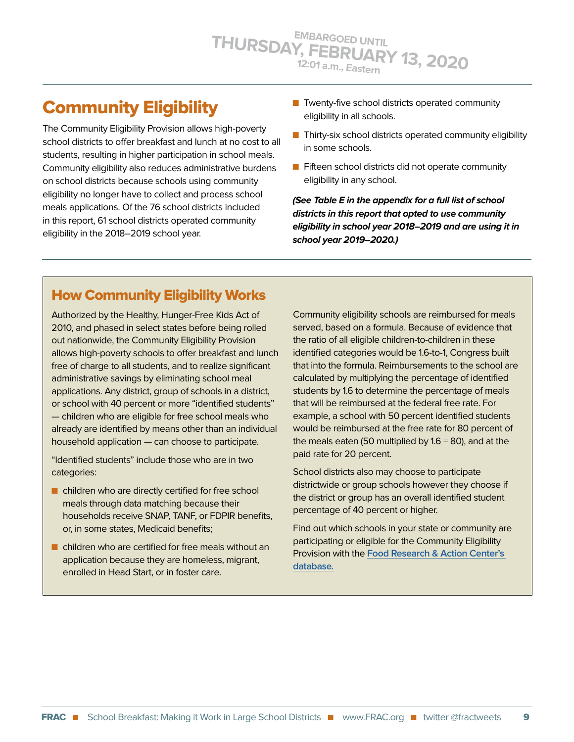EMBARGOED UNTIL THURSDAY, FEBRUARY 13, 2020 12:01 a.m., Eastern

# Community Eligibility

The Community Eligibility Provision allows high-poverty school districts to offer breakfast and lunch at no cost to all students, resulting in higher participation in school meals. Community eligibility also reduces administrative burdens on school districts because schools using community eligibility no longer have to collect and process school meals applications. Of the 76 school districts included in this report, 61 school districts operated community eligibility in the 2018–2019 school year.

- Twenty-five school districts operated community eligibility in all schools.
- Thirty-six school districts operated community eligibility in some schools.
- Fifteen school districts did not operate community eligibility in any school.

***(See Table E in the appendix for a full list of school districts in this report that opted to use community eligibility in school year 2018–2019 and are using it in school year 2019–2020.)***

## How Community Eligibility Works

Authorized by the Healthy, Hunger-Free Kids Act of 2010, and phased in select states before being rolled out nationwide, the Community Eligibility Provision allows high-poverty schools to offer breakfast and lunch free of charge to all students, and to realize significant administrative savings by eliminating school meal applications. Any district, group of schools in a district, or school with 40 percent or more "identified students" — children who are eligible for free school meals who already are identified by means other than an individual household application — can choose to participate.

"Identified students" include those who are in two categories:

- children who are directly certified for free school meals through data matching because their households receive SNAP, TANF, or FDPIR benefits, or, in some states, Medicaid benefits;
- children who are certified for free meals without an application because they are homeless, migrant, enrolled in Head Start, or in foster care.

Community eligibility schools are reimbursed for meals served, based on a formula. Because of evidence that the ratio of all eligible children-to-children in these identified categories would be 1.6-to-1, Congress built that into the formula. Reimbursements to the school are calculated by multiplying the percentage of identified students by 1.6 to determine the percentage of meals that will be reimbursed at the federal free rate. For example, a school with 50 percent identified students would be reimbursed at the free rate for 80 percent of the meals eaten (50 multiplied by 1.6 = 80), and at the paid rate for 20 percent.

School districts also may choose to participate districtwide or group schools however they choose if the district or group has an overall identified student percentage of 40 percent or higher.

Find out which schools in your state or community are participating or eligible for the Community Eligibility Provision with the Food Research & Action Center's database.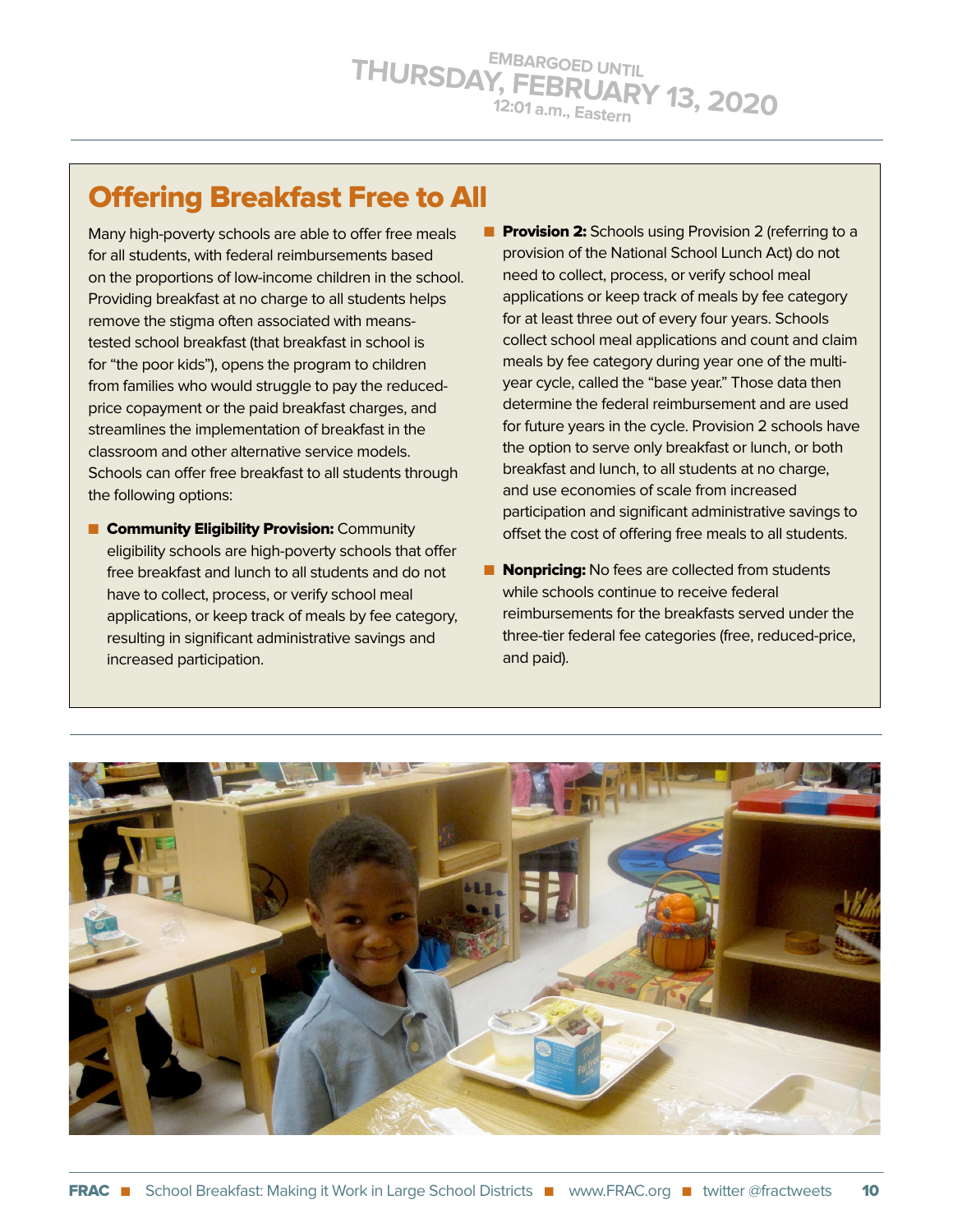EMBARGOED UNTIL THURSDAY, FEBRUARY 13, 2020 12:01 a.m., Eastern

## Offering Breakfast Free to All

Many high-poverty schools are able to offer free meals for all students, with federal reimbursements based on the proportions of low-income children in the school. Providing breakfast at no charge to all students helps remove the stigma often associated with means-tested school breakfast (that breakfast in school is for "the poor kids"), opens the program to children from families who would struggle to pay the reduced-price copayment or the paid breakfast charges, and streamlines the implementation of breakfast in the classroom and other alternative service models. Schools can offer free breakfast to all students through the following options:

- **Community Eligibility Provision:** Community eligibility schools are high-poverty schools that offer free breakfast and lunch to all students and do not have to collect, process, or verify school meal applications, or keep track of meals by fee category, resulting in significant administrative savings and increased participation.
- **Provision 2:** Schools using Provision 2 (referring to a provision of the National School Lunch Act) do not need to collect, process, or verify school meal applications or keep track of meals by fee category for at least three out of every four years. Schools collect school meal applications and count and claim meals by fee category during year one of the multi-year cycle, called the "base year." Those data then determine the federal reimbursement and are used for future years in the cycle. Provision 2 schools have the option to serve only breakfast or lunch, or both breakfast and lunch, to all students at no charge, and use economies of scale from increased participation and significant administrative savings to offset the cost of offering free meals to all students.
- **Nonpricing:** No fees are collected from students while schools continue to receive federal reimbursements for the breakfasts served under the three-tier federal fee categories (free, reduced-price, and paid).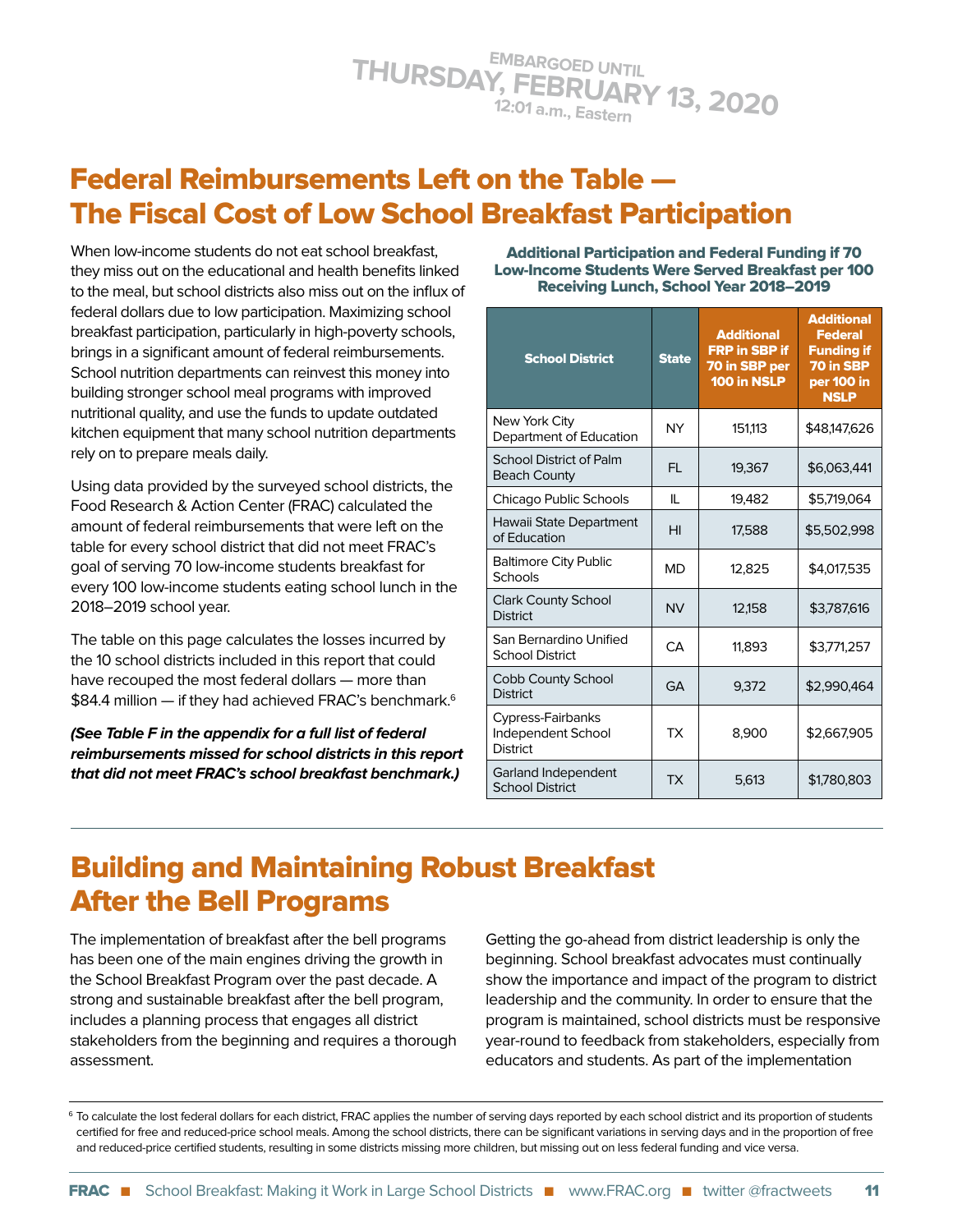EMBARGOED UNTIL THURSDAY, FEBRUARY 13, 2020 12:01 a.m., Eastern

## Federal Reimbursements Left on the Table — The Fiscal Cost of Low School Breakfast Participation

When low-income students do not eat school breakfast, they miss out on the educational and health benefits linked to the meal, but school districts also miss out on the influx of federal dollars due to low participation. Maximizing school breakfast participation, particularly in high-poverty schools, brings in a significant amount of federal reimbursements. School nutrition departments can reinvest this money into building stronger school meal programs with improved nutritional quality, and use the funds to update outdated kitchen equipment that many school nutrition departments rely on to prepare meals daily.

Using data provided by the surveyed school districts, the Food Research & Action Center (FRAC) calculated the amount of federal reimbursements that were left on the table for every school district that did not meet FRAC's goal of serving 70 low-income students breakfast for every 100 low-income students eating school lunch in the 2018–2019 school year.

The table on this page calculates the losses incurred by the 10 school districts included in this report that could have recouped the most federal dollars — more than $84.4 million — if they had achieved FRAC's benchmark.[6]

***(See Table F in the appendix for a full list of federal reimbursements missed for school districts in this report that did not meet FRAC's school breakfast benchmark.)***

**Additional Participation and Federal Funding if 70 Low-Income Students Were Served Breakfast per 100 Receiving Lunch, School Year 2018–2019**

| School District | State | Additional FRP in SBP if 70 in SBP per 100 in NSLP | Additional Federal Funding if 70 in SBP per 100 in NSLP |
|---|---|---|---|
| New York City Department of Education | NY | 151,113 | $48,147,626 |
| School District of Palm Beach County | FL | 19,367 | $6,063,441 |
| Chicago Public Schools | IL | 19,482 | $5,719,064 |
| Hawaii State Department of Education | HI | 17,588 | $5,502,998 |
| Baltimore City Public Schools | MD | 12,825 | $4,017,535 |
| Clark County School District | NV | 12,158 | $3,787,616 |
| San Bernardino Unified School District | CA | 11,893 | $3,771,257 |
| Cobb County School District | GA | 9,372 | $2,990,464 |
| Cypress-Fairbanks Independent School District | TX | 8,900 | $2,667,905 |
| Garland Independent School District | TX | 5,613 | $1,780,803 |

## Building and Maintaining Robust Breakfast After the Bell Programs

The implementation of breakfast after the bell programs has been one of the main engines driving the growth in the School Breakfast Program over the past decade. A strong and sustainable breakfast after the bell program, includes a planning process that engages all district stakeholders from the beginning and requires a thorough assessment.

Getting the go-ahead from district leadership is only the beginning. School breakfast advocates must continually show the importance and impact of the program to district leadership and the community. In order to ensure that the program is maintained, school districts must be responsive year-round to feedback from stakeholders, especially from educators and students. As part of the implementation

[6] To calculate the lost federal dollars for each district, FRAC applies the number of serving days reported by each school district and its proportion of students certified for free and reduced-price school meals. Among the school districts, there can be significant variations in serving days and in the proportion of free and reduced-price certified students, resulting in some districts missing more children, but missing out on less federal funding and vice versa.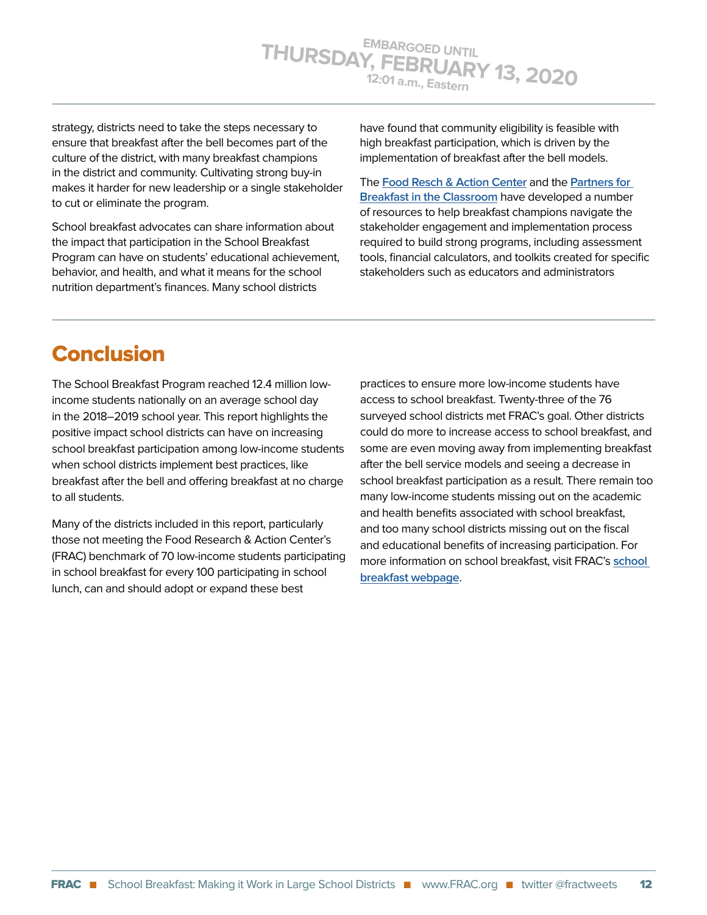strategy, districts need to take the steps necessary to ensure that breakfast after the bell becomes part of the culture of the district, with many breakfast champions in the district and community. Cultivating strong buy-in makes it harder for new leadership or a single stakeholder to cut or eliminate the program.

School breakfast advocates can share information about the impact that participation in the School Breakfast Program can have on students' educational achievement, behavior, and health, and what it means for the school nutrition department's finances. Many school districts have found that community eligibility is feasible with high breakfast participation, which is driven by the implementation of breakfast after the bell models.

The **Food Resch & Action Center** and the **Partners for Breakfast in the Classroom** have developed a number of resources to help breakfast champions navigate the stakeholder engagement and implementation process required to build strong programs, including assessment tools, financial calculators, and toolkits created for specific stakeholders such as educators and administrators

## Conclusion

The School Breakfast Program reached 12.4 million low-income students nationally on an average school day in the 2018–2019 school year. This report highlights the positive impact school districts can have on increasing school breakfast participation among low-income students when school districts implement best practices, like breakfast after the bell and offering breakfast at no charge to all students.

Many of the districts included in this report, particularly those not meeting the Food Research & Action Center's (FRAC) benchmark of 70 low-income students participating in school breakfast for every 100 participating in school lunch, can and should adopt or expand these best practices to ensure more low-income students have access to school breakfast. Twenty-three of the 76 surveyed school districts met FRAC's goal. Other districts could do more to increase access to school breakfast, and some are even moving away from implementing breakfast after the bell service models and seeing a decrease in school breakfast participation as a result. There remain too many low-income students missing out on the academic and health benefits associated with school breakfast, and too many school districts missing out on the fiscal and educational benefits of increasing participation. For more information on school breakfast, visit FRAC's **school breakfast webpage**.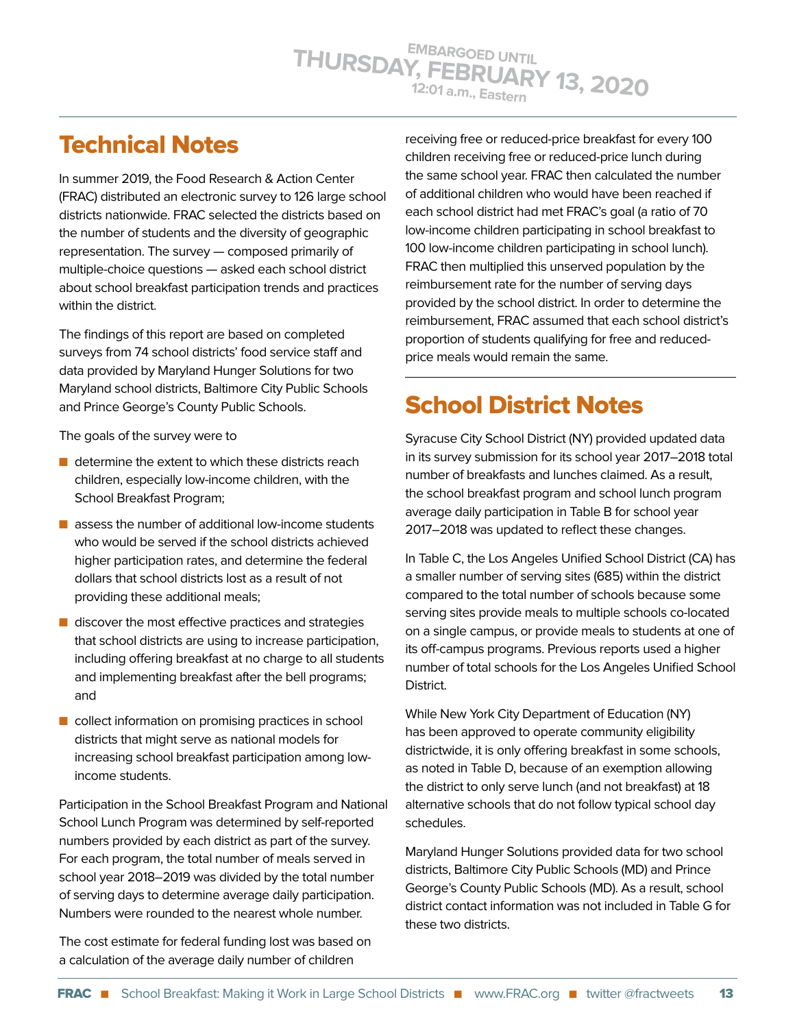EMBARGOED UNTIL THURSDAY, FEBRUARY 13, 2020 12:01 a.m., Eastern

# Technical Notes

In summer 2019, the Food Research & Action Center (FRAC) distributed an electronic survey to 126 large school districts nationwide. FRAC selected the districts based on the number of students and the diversity of geographic representation. The survey — composed primarily of multiple-choice questions — asked each school district about school breakfast participation trends and practices within the district.

The findings of this report are based on completed surveys from 74 school districts' food service staff and data provided by Maryland Hunger Solutions for two Maryland school districts, Baltimore City Public Schools and Prince George's County Public Schools.

The goals of the survey were to

- determine the extent to which these districts reach children, especially low-income children, with the School Breakfast Program;
- assess the number of additional low-income students who would be served if the school districts achieved higher participation rates, and determine the federal dollars that school districts lost as a result of not providing these additional meals;
- discover the most effective practices and strategies that school districts are using to increase participation, including offering breakfast at no charge to all students and implementing breakfast after the bell programs; and
- collect information on promising practices in school districts that might serve as national models for increasing school breakfast participation among low-income students.

Participation in the School Breakfast Program and National School Lunch Program was determined by self-reported numbers provided by each district as part of the survey. For each program, the total number of meals served in school year 2018–2019 was divided by the total number of serving days to determine average daily participation. Numbers were rounded to the nearest whole number.

The cost estimate for federal funding lost was based on a calculation of the average daily number of children receiving free or reduced-price breakfast for every 100 children receiving free or reduced-price lunch during the same school year. FRAC then calculated the number of additional children who would have been reached if each school district had met FRAC's goal (a ratio of 70 low-income children participating in school breakfast to 100 low-income children participating in school lunch). FRAC then multiplied this unserved population by the reimbursement rate for the number of serving days provided by the school district. In order to determine the reimbursement, FRAC assumed that each school district's proportion of students qualifying for free and reduced-price meals would remain the same.

# School District Notes

Syracuse City School District (NY) provided updated data in its survey submission for its school year 2017–2018 total number of breakfasts and lunches claimed. As a result, the school breakfast program and school lunch program average daily participation in Table B for school year 2017–2018 was updated to reflect these changes.

In Table C, the Los Angeles Unified School District (CA) has a smaller number of serving sites (685) within the district compared to the total number of schools because some serving sites provide meals to multiple schools co-located on a single campus, or provide meals to students at one of its off-campus programs. Previous reports used a higher number of total schools for the Los Angeles Unified School District.

While New York City Department of Education (NY) has been approved to operate community eligibility districtwide, it is only offering breakfast in some schools, as noted in Table D, because of an exemption allowing the district to only serve lunch (and not breakfast) at 18 alternative schools that do not follow typical school day schedules.

Maryland Hunger Solutions provided data for two school districts, Baltimore City Public Schools (MD) and Prince George's County Public Schools (MD). As a result, school district contact information was not included in Table G for these two districts.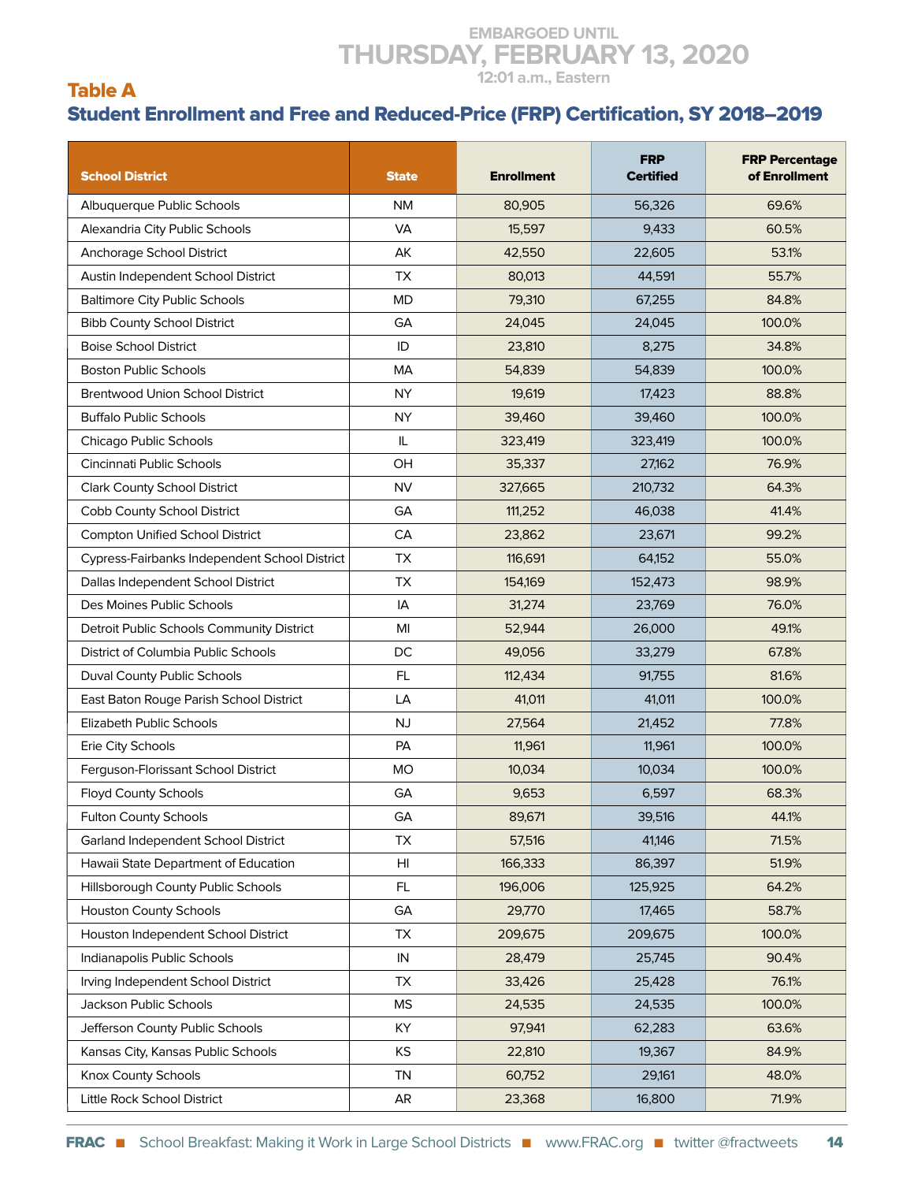EMBARGOED UNTIL
THURSDAY, FEBRUARY 13, 2020
12:01 a.m., Eastern

## Table A
## Student Enrollment and Free and Reduced-Price (FRP) Certification, SY 2018–2019

| School District | State | Enrollment | FRP Certified | FRP Percentage of Enrollment |
|---|---|---|---|---|
| Albuquerque Public Schools | NM | 80,905 | 56,326 | 69.6% |
| Alexandria City Public Schools | VA | 15,597 | 9,433 | 60.5% |
| Anchorage School District | AK | 42,550 | 22,605 | 53.1% |
| Austin Independent School District | TX | 80,013 | 44,591 | 55.7% |
| Baltimore City Public Schools | MD | 79,310 | 67,255 | 84.8% |
| Bibb County School District | GA | 24,045 | 24,045 | 100.0% |
| Boise School District | ID | 23,810 | 8,275 | 34.8% |
| Boston Public Schools | MA | 54,839 | 54,839 | 100.0% |
| Brentwood Union School District | NY | 19,619 | 17,423 | 88.8% |
| Buffalo Public Schools | NY | 39,460 | 39,460 | 100.0% |
| Chicago Public Schools | IL | 323,419 | 323,419 | 100.0% |
| Cincinnati Public Schools | OH | 35,337 | 27,162 | 76.9% |
| Clark County School District | NV | 327,665 | 210,732 | 64.3% |
| Cobb County School District | GA | 111,252 | 46,038 | 41.4% |
| Compton Unified School District | CA | 23,862 | 23,671 | 99.2% |
| Cypress-Fairbanks Independent School District | TX | 116,691 | 64,152 | 55.0% |
| Dallas Independent School District | TX | 154,169 | 152,473 | 98.9% |
| Des Moines Public Schools | IA | 31,274 | 23,769 | 76.0% |
| Detroit Public Schools Community District | MI | 52,944 | 26,000 | 49.1% |
| District of Columbia Public Schools | DC | 49,056 | 33,279 | 67.8% |
| Duval County Public Schools | FL | 112,434 | 91,755 | 81.6% |
| East Baton Rouge Parish School District | LA | 41,011 | 41,011 | 100.0% |
| Elizabeth Public Schools | NJ | 27,564 | 21,452 | 77.8% |
| Erie City Schools | PA | 11,961 | 11,961 | 100.0% |
| Ferguson-Florissant School District | MO | 10,034 | 10,034 | 100.0% |
| Floyd County Schools | GA | 9,653 | 6,597 | 68.3% |
| Fulton County Schools | GA | 89,671 | 39,516 | 44.1% |
| Garland Independent School District | TX | 57,516 | 41,146 | 71.5% |
| Hawaii State Department of Education | HI | 166,333 | 86,397 | 51.9% |
| Hillsborough County Public Schools | FL | 196,006 | 125,925 | 64.2% |
| Houston County Schools | GA | 29,770 | 17,465 | 58.7% |
| Houston Independent School District | TX | 209,675 | 209,675 | 100.0% |
| Indianapolis Public Schools | IN | 28,479 | 25,745 | 90.4% |
| Irving Independent School District | TX | 33,426 | 25,428 | 76.1% |
| Jackson Public Schools | MS | 24,535 | 24,535 | 100.0% |
| Jefferson County Public Schools | KY | 97,941 | 62,283 | 63.6% |
| Kansas City, Kansas Public Schools | KS | 22,810 | 19,367 | 84.9% |
| Knox County Schools | TN | 60,752 | 29,161 | 48.0% |
| Little Rock School District | AR | 23,368 | 16,800 | 71.9% |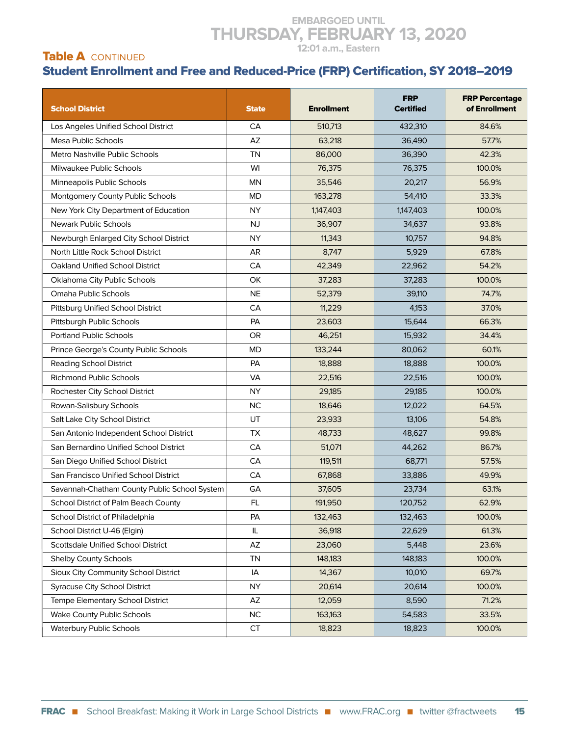EMBARGOED UNTIL
THURSDAY, FEBRUARY 13, 2020
12:01 a.m., Eastern

## Table A CONTINUED

## Student Enrollment and Free and Reduced-Price (FRP) Certification, SY 2018–2019

| School District | State | Enrollment | FRP Certified | FRP Percentage of Enrollment |
|---|---|---|---|---|
| Los Angeles Unified School District | CA | 510,713 | 432,310 | 84.6% |
| Mesa Public Schools | AZ | 63,218 | 36,490 | 57.7% |
| Metro Nashville Public Schools | TN | 86,000 | 36,390 | 42.3% |
| Milwaukee Public Schools | WI | 76,375 | 76,375 | 100.0% |
| Minneapolis Public Schools | MN | 35,546 | 20,217 | 56.9% |
| Montgomery County Public Schools | MD | 163,278 | 54,410 | 33.3% |
| New York City Department of Education | NY | 1,147,403 | 1,147,403 | 100.0% |
| Newark Public Schools | NJ | 36,907 | 34,637 | 93.8% |
| Newburgh Enlarged City School District | NY | 11,343 | 10,757 | 94.8% |
| North Little Rock School District | AR | 8,747 | 5,929 | 67.8% |
| Oakland Unified School District | CA | 42,349 | 22,962 | 54.2% |
| Oklahoma City Public Schools | OK | 37,283 | 37,283 | 100.0% |
| Omaha Public Schools | NE | 52,379 | 39,110 | 74.7% |
| Pittsburg Unified School District | CA | 11,229 | 4,153 | 37.0% |
| Pittsburgh Public Schools | PA | 23,603 | 15,644 | 66.3% |
| Portland Public Schools | OR | 46,251 | 15,932 | 34.4% |
| Prince George's County Public Schools | MD | 133,244 | 80,062 | 60.1% |
| Reading School District | PA | 18,888 | 18,888 | 100.0% |
| Richmond Public Schools | VA | 22,516 | 22,516 | 100.0% |
| Rochester City School District | NY | 29,185 | 29,185 | 100.0% |
| Rowan-Salisbury Schools | NC | 18,646 | 12,022 | 64.5% |
| Salt Lake City School District | UT | 23,933 | 13,106 | 54.8% |
| San Antonio Independent School District | TX | 48,733 | 48,627 | 99.8% |
| San Bernardino Unified School District | CA | 51,071 | 44,262 | 86.7% |
| San Diego Unified School District | CA | 119,511 | 68,771 | 57.5% |
| San Francisco Unified School District | CA | 67,868 | 33,886 | 49.9% |
| Savannah-Chatham County Public School System | GA | 37,605 | 23,734 | 63.1% |
| School District of Palm Beach County | FL | 191,950 | 120,752 | 62.9% |
| School District of Philadelphia | PA | 132,463 | 132,463 | 100.0% |
| School District U-46 (Elgin) | IL | 36,918 | 22,629 | 61.3% |
| Scottsdale Unified School District | AZ | 23,060 | 5,448 | 23.6% |
| Shelby County Schools | TN | 148,183 | 148,183 | 100.0% |
| Sioux City Community School District | IA | 14,367 | 10,010 | 69.7% |
| Syracuse City School District | NY | 20,614 | 20,614 | 100.0% |
| Tempe Elementary School District | AZ | 12,059 | 8,590 | 71.2% |
| Wake County Public Schools | NC | 163,163 | 54,583 | 33.5% |
| Waterbury Public Schools | CT | 18,823 | 18,823 | 100.0% |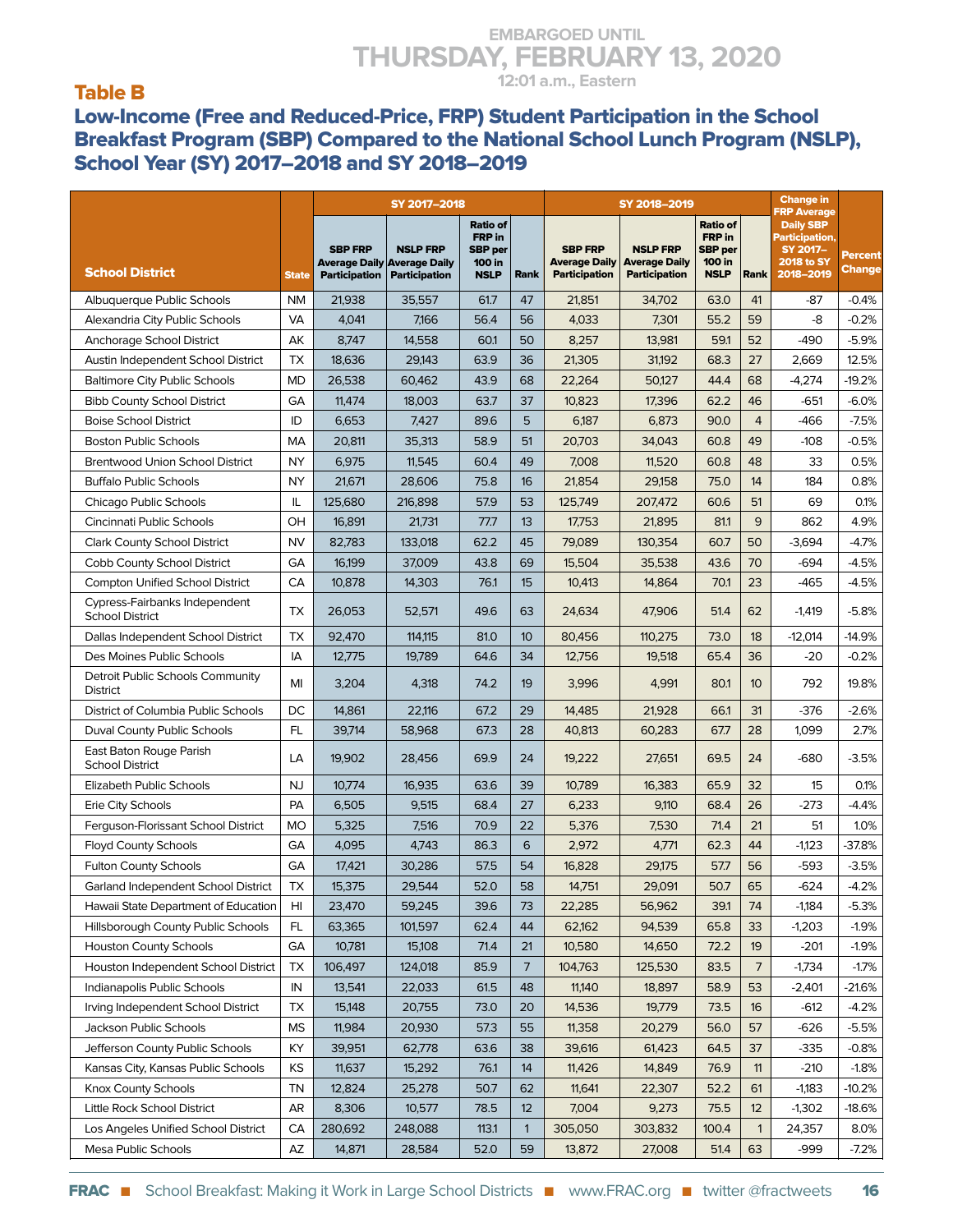EMBARGOED UNTIL
THURSDAY, FEBRUARY 13, 2020
12:01 a.m., Eastern

## Table B

### Low-Income (Free and Reduced-Price, FRP) Student Participation in the School Breakfast Program (SBP) Compared to the National School Lunch Program (NSLP), School Year (SY) 2017–2018 and SY 2018–2019

| School District | State | SY 2017–2018 | | | | SY 2018–2019 | | | | Change in FRP Average Daily SBP Participation, SY 2017–2018 to SY 2018–2019 | Percent Change |
|---|---|---|---|---|---|---|---|---|---|---|---|
| | | SBP FRP Average Daily Participation | NSLP FRP Average Daily Participation | Ratio of FRP in SBP per 100 in NSLP | Rank | SBP FRP Average Daily Participation | NSLP FRP Average Daily Participation | Ratio of FRP in SBP per 100 in NSLP | Rank | | |
| Albuquerque Public Schools | NM | 21,938 | 35,557 | 61.7 | 47 | 21,851 | 34,702 | 63.0 | 41 | -87 | -0.4% |
| Alexandria City Public Schools | VA | 4,041 | 7,166 | 56.4 | 56 | 4,033 | 7,301 | 55.2 | 59 | -8 | -0.2% |
| Anchorage School District | AK | 8,747 | 14,558 | 60.1 | 50 | 8,257 | 13,981 | 59.1 | 52 | -490 | -5.9% |
| Austin Independent School District | TX | 18,636 | 29,143 | 63.9 | 36 | 21,305 | 31,192 | 68.3 | 27 | 2,669 | 12.5% |
| Baltimore City Public Schools | MD | 26,538 | 60,462 | 43.9 | 68 | 22,264 | 50,127 | 44.4 | 68 | -4,274 | -19.2% |
| Bibb County School District | GA | 11,474 | 18,003 | 63.7 | 37 | 10,823 | 17,396 | 62.2 | 46 | -651 | -6.0% |
| Boise School District | ID | 6,653 | 7,427 | 89.6 | 5 | 6,187 | 6,873 | 90.0 | 4 | -466 | -7.5% |
| Boston Public Schools | MA | 20,811 | 35,313 | 58.9 | 51 | 20,703 | 34,043 | 60.8 | 49 | -108 | -0.5% |
| Brentwood Union School District | NY | 6,975 | 11,545 | 60.4 | 49 | 7,008 | 11,520 | 60.8 | 48 | 33 | 0.5% |
| Buffalo Public Schools | NY | 21,671 | 28,606 | 75.8 | 16 | 21,854 | 29,158 | 75.0 | 14 | 184 | 0.8% |
| Chicago Public Schools | IL | 125,680 | 216,898 | 57.9 | 53 | 125,749 | 207,472 | 60.6 | 51 | 69 | 0.1% |
| Cincinnati Public Schools | OH | 16,891 | 21,731 | 77.7 | 13 | 17,753 | 21,895 | 81.1 | 9 | 862 | 4.9% |
| Clark County School District | NV | 82,783 | 133,018 | 62.2 | 45 | 79,089 | 130,354 | 60.7 | 50 | -3,694 | -4.7% |
| Cobb County School District | GA | 16,199 | 37,009 | 43.8 | 69 | 15,504 | 35,538 | 43.6 | 70 | -694 | -4.5% |
| Compton Unified School District | CA | 10,878 | 14,303 | 76.1 | 15 | 10,413 | 14,864 | 70.1 | 23 | -465 | -4.5% |
| Cypress-Fairbanks Independent School District | TX | 26,053 | 52,571 | 49.6 | 63 | 24,634 | 47,906 | 51.4 | 62 | -1,419 | -5.8% |
| Dallas Independent School District | TX | 92,470 | 114,115 | 81.0 | 10 | 80,456 | 110,275 | 73.0 | 18 | -12,014 | -14.9% |
| Des Moines Public Schools | IA | 12,775 | 19,789 | 64.6 | 34 | 12,756 | 19,518 | 65.4 | 36 | -20 | -0.2% |
| Detroit Public Schools Community District | MI | 3,204 | 4,318 | 74.2 | 19 | 3,996 | 4,991 | 80.1 | 10 | 792 | 19.8% |
| District of Columbia Public Schools | DC | 14,861 | 22,116 | 67.2 | 29 | 14,485 | 21,928 | 66.1 | 31 | -376 | -2.6% |
| Duval County Public Schools | FL | 39,714 | 58,968 | 67.3 | 28 | 40,813 | 60,283 | 67.7 | 28 | 1,099 | 2.7% |
| East Baton Rouge Parish School District | LA | 19,902 | 28,456 | 69.9 | 24 | 19,222 | 27,651 | 69.5 | 24 | -680 | -3.5% |
| Elizabeth Public Schools | NJ | 10,774 | 16,935 | 63.6 | 39 | 10,789 | 16,383 | 65.9 | 32 | 15 | 0.1% |
| Erie City Schools | PA | 6,505 | 9,515 | 68.4 | 27 | 6,233 | 9,110 | 68.4 | 26 | -273 | -4.4% |
| Ferguson-Florissant School District | MO | 5,325 | 7,516 | 70.9 | 22 | 5,376 | 7,530 | 71.4 | 21 | 51 | 1.0% |
| Floyd County Schools | GA | 4,095 | 4,743 | 86.3 | 6 | 2,972 | 4,771 | 62.3 | 44 | -1,123 | -37.8% |
| Fulton County Schools | GA | 17,421 | 30,286 | 57.5 | 54 | 16,828 | 29,175 | 57.7 | 56 | -593 | -3.5% |
| Garland Independent School District | TX | 15,375 | 29,544 | 52.0 | 58 | 14,751 | 29,091 | 50.7 | 65 | -624 | -4.2% |
| Hawaii State Department of Education | HI | 23,470 | 59,245 | 39.6 | 73 | 22,285 | 56,962 | 39.1 | 74 | -1,184 | -5.3% |
| Hillsborough County Public Schools | FL | 63,365 | 101,597 | 62.4 | 44 | 62,162 | 94,539 | 65.8 | 33 | -1,203 | -1.9% |
| Houston County Schools | GA | 10,781 | 15,108 | 71.4 | 21 | 10,580 | 14,650 | 72.2 | 19 | -201 | -1.9% |
| Houston Independent School District | TX | 106,497 | 124,018 | 85.9 | 7 | 104,763 | 125,530 | 83.5 | 7 | -1,734 | -1.7% |
| Indianapolis Public Schools | IN | 13,541 | 22,033 | 61.5 | 48 | 11,140 | 18,897 | 58.9 | 53 | -2,401 | -21.6% |
| Irving Independent School District | TX | 15,148 | 20,755 | 73.0 | 20 | 14,536 | 19,779 | 73.5 | 16 | -612 | -4.2% |
| Jackson Public Schools | MS | 11,984 | 20,930 | 57.3 | 55 | 11,358 | 20,279 | 56.0 | 57 | -626 | -5.5% |
| Jefferson County Public Schools | KY | 39,951 | 62,778 | 63.6 | 38 | 39,616 | 61,423 | 64.5 | 37 | -335 | -0.8% |
| Kansas City, Kansas Public Schools | KS | 11,637 | 15,292 | 76.1 | 14 | 11,426 | 14,849 | 76.9 | 11 | -210 | -1.8% |
| Knox County Schools | TN | 12,824 | 25,278 | 50.7 | 62 | 11,641 | 22,307 | 52.2 | 61 | -1,183 | -10.2% |
| Little Rock School District | AR | 8,306 | 10,577 | 78.5 | 12 | 7,004 | 9,273 | 75.5 | 12 | -1,302 | -18.6% |
| Los Angeles Unified School District | CA | 280,692 | 248,088 | 113.1 | 1 | 305,050 | 303,832 | 100.4 | 1 | 24,357 | 8.0% |
| Mesa Public Schools | AZ | 14,871 | 28,584 | 52.0 | 59 | 13,872 | 27,008 | 51.4 | 63 | -999 | -7.2% |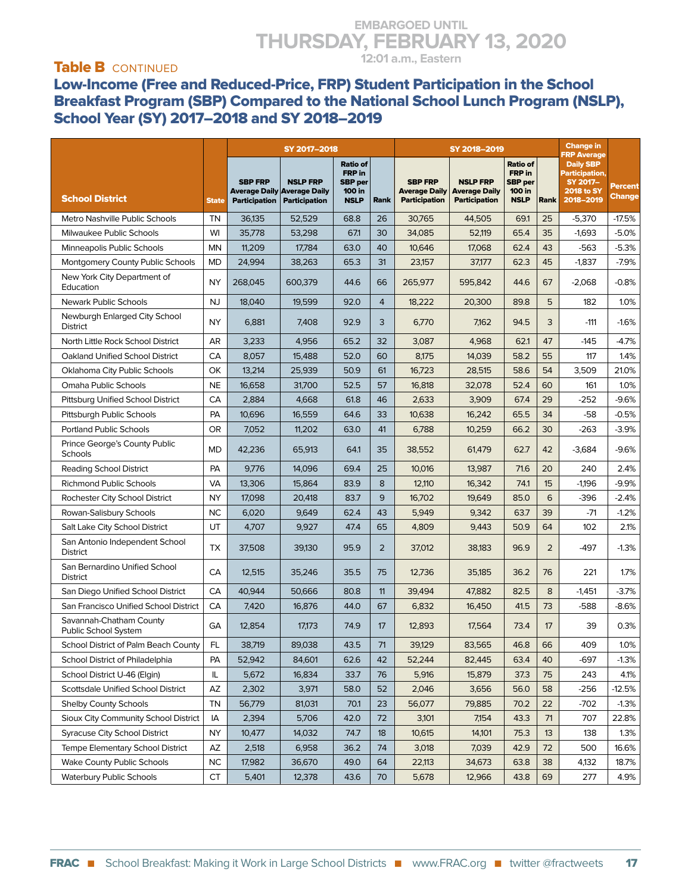EMBARGOED UNTIL
THURSDAY, FEBRUARY 13, 2020
12:01 a.m., Eastern

## Table B CONTINUED

## Low-Income (Free and Reduced-Price, FRP) Student Participation in the School Breakfast Program (SBP) Compared to the National School Lunch Program (NSLP), School Year (SY) 2017–2018 and SY 2018–2019

| School District | State | SY 2017–2018 | | | | SY 2018–2019 | | | | Change in FRP Average Daily SBP Participation, SY 2017–2018 to SY 2018–2019 | Percent Change |
|---|---|---|---|---|---|---|---|---|---|---|---|
| | | SBP FRP Average Daily Participation | NSLP FRP Average Daily Participation | Ratio of FRP in SBP per 100 in NSLP | Rank | SBP FRP Average Daily Participation | NSLP FRP Average Daily Participation | Ratio of FRP in SBP per 100 in NSLP | Rank | | |
| Metro Nashville Public Schools | TN | 36,135 | 52,529 | 68.8 | 26 | 30,765 | 44,505 | 69.1 | 25 | -5,370 | -17.5% |
| Milwaukee Public Schools | WI | 35,778 | 53,298 | 67.1 | 30 | 34,085 | 52,119 | 65.4 | 35 | -1,693 | -5.0% |
| Minneapolis Public Schools | MN | 11,209 | 17,784 | 63.0 | 40 | 10,646 | 17,068 | 62.4 | 43 | -563 | -5.3% |
| Montgomery County Public Schools | MD | 24,994 | 38,263 | 65.3 | 31 | 23,157 | 37,177 | 62.3 | 45 | -1,837 | -7.9% |
| New York City Department of Education | NY | 268,045 | 600,379 | 44.6 | 66 | 265,977 | 595,842 | 44.6 | 67 | -2,068 | -0.8% |
| Newark Public Schools | NJ | 18,040 | 19,599 | 92.0 | 4 | 18,222 | 20,300 | 89.8 | 5 | 182 | 1.0% |
| Newburgh Enlarged City School District | NY | 6,881 | 7,408 | 92.9 | 3 | 6,770 | 7,162 | 94.5 | 3 | -111 | -1.6% |
| North Little Rock School District | AR | 3,233 | 4,956 | 65.2 | 32 | 3,087 | 4,968 | 62.1 | 47 | -145 | -4.7% |
| Oakland Unified School District | CA | 8,057 | 15,488 | 52.0 | 60 | 8,175 | 14,039 | 58.2 | 55 | 117 | 1.4% |
| Oklahoma City Public Schools | OK | 13,214 | 25,939 | 50.9 | 61 | 16,723 | 28,515 | 58.6 | 54 | 3,509 | 21.0% |
| Omaha Public Schools | NE | 16,658 | 31,700 | 52.5 | 57 | 16,818 | 32,078 | 52.4 | 60 | 161 | 1.0% |
| Pittsburg Unified School District | CA | 2,884 | 4,668 | 61.8 | 46 | 2,633 | 3,909 | 67.4 | 29 | -252 | -9.6% |
| Pittsburgh Public Schools | PA | 10,696 | 16,559 | 64.6 | 33 | 10,638 | 16,242 | 65.5 | 34 | -58 | -0.5% |
| Portland Public Schools | OR | 7,052 | 11,202 | 63.0 | 41 | 6,788 | 10,259 | 66.2 | 30 | -263 | -3.9% |
| Prince George's County Public Schools | MD | 42,236 | 65,913 | 64.1 | 35 | 38,552 | 61,479 | 62.7 | 42 | -3,684 | -9.6% |
| Reading School District | PA | 9,776 | 14,096 | 69.4 | 25 | 10,016 | 13,987 | 71.6 | 20 | 240 | 2.4% |
| Richmond Public Schools | VA | 13,306 | 15,864 | 83.9 | 8 | 12,110 | 16,342 | 74.1 | 15 | -1,196 | -9.9% |
| Rochester City School District | NY | 17,098 | 20,418 | 83.7 | 9 | 16,702 | 19,649 | 85.0 | 6 | -396 | -2.4% |
| Rowan-Salisbury Schools | NC | 6,020 | 9,649 | 62.4 | 43 | 5,949 | 9,342 | 63.7 | 39 | -71 | -1.2% |
| Salt Lake City School District | UT | 4,707 | 9,927 | 47.4 | 65 | 4,809 | 9,443 | 50.9 | 64 | 102 | 2.1% |
| San Antonio Independent School District | TX | 37,508 | 39,130 | 95.9 | 2 | 37,012 | 38,183 | 96.9 | 2 | -497 | -1.3% |
| San Bernardino Unified School District | CA | 12,515 | 35,246 | 35.5 | 75 | 12,736 | 35,185 | 36.2 | 76 | 221 | 1.7% |
| San Diego Unified School District | CA | 40,944 | 50,666 | 80.8 | 11 | 39,494 | 47,882 | 82.5 | 8 | -1,451 | -3.7% |
| San Francisco Unified School District | CA | 7,420 | 16,876 | 44.0 | 67 | 6,832 | 16,450 | 41.5 | 73 | -588 | -8.6% |
| Savannah-Chatham County Public School System | GA | 12,854 | 17,173 | 74.9 | 17 | 12,893 | 17,564 | 73.4 | 17 | 39 | 0.3% |
| School District of Palm Beach County | FL | 38,719 | 89,038 | 43.5 | 71 | 39,129 | 83,565 | 46.8 | 66 | 409 | 1.0% |
| School District of Philadelphia | PA | 52,942 | 84,601 | 62.6 | 42 | 52,244 | 82,445 | 63.4 | 40 | -697 | -1.3% |
| School District U-46 (Elgin) | IL | 5,672 | 16,834 | 33.7 | 76 | 5,916 | 15,879 | 37.3 | 75 | 243 | 4.1% |
| Scottsdale Unified School District | AZ | 2,302 | 3,971 | 58.0 | 52 | 2,046 | 3,656 | 56.0 | 58 | -256 | -12.5% |
| Shelby County Schools | TN | 56,779 | 81,031 | 70.1 | 23 | 56,077 | 79,885 | 70.2 | 22 | -702 | -1.3% |
| Sioux City Community School District | IA | 2,394 | 5,706 | 42.0 | 72 | 3,101 | 7,154 | 43.3 | 71 | 707 | 22.8% |
| Syracuse City School District | NY | 10,477 | 14,032 | 74.7 | 18 | 10,615 | 14,101 | 75.3 | 13 | 138 | 1.3% |
| Tempe Elementary School District | AZ | 2,518 | 6,958 | 36.2 | 74 | 3,018 | 7,039 | 42.9 | 72 | 500 | 16.6% |
| Wake County Public Schools | NC | 17,982 | 36,670 | 49.0 | 64 | 22,113 | 34,673 | 63.8 | 38 | 4,132 | 18.7% |
| Waterbury Public Schools | CT | 5,401 | 12,378 | 43.6 | 70 | 5,678 | 12,966 | 43.8 | 69 | 277 | 4.9% |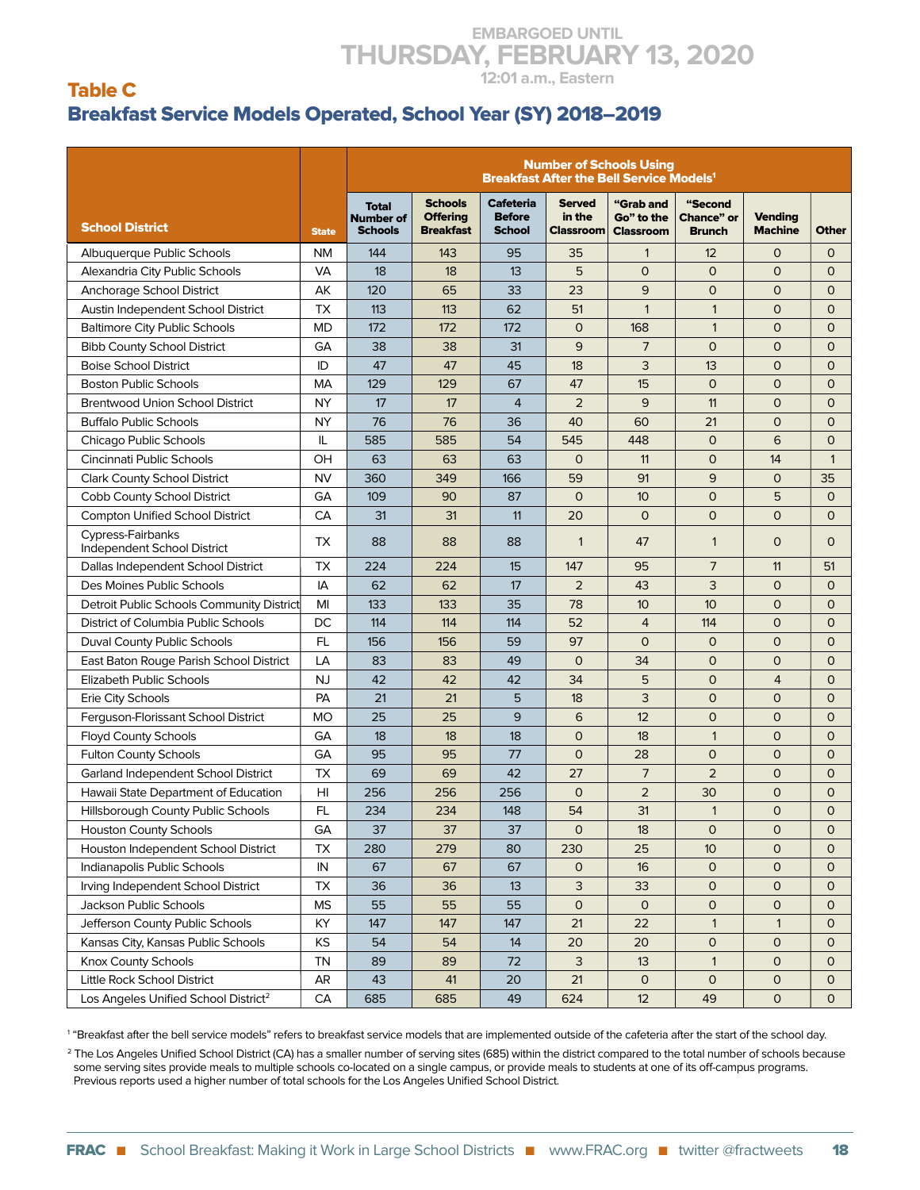EMBARGOED UNTIL
THURSDAY, FEBRUARY 13, 2020
12:01 a.m., Eastern

## Table C
## Breakfast Service Models Operated, School Year (SY) 2018–2019

| School District | State | | | Number of Schools Using Breakfast After the Bell Service Models[1] | | | | | |
|---|---|---|---|---|---|---|---|---|---|
| | | Total Number of Schools | Schools Offering Breakfast | Cafeteria Before School | Served in the Classroom | "Grab and Go" to the Classroom | "Second Chance" or Brunch | Vending Machine | Other |
| Albuquerque Public Schools | NM | 144 | 143 | 95 | 35 | 1 | 12 | 0 | 0 |
| Alexandria City Public Schools | VA | 18 | 18 | 13 | 5 | 0 | 0 | 0 | 0 |
| Anchorage School District | AK | 120 | 65 | 33 | 23 | 9 | 0 | 0 | 0 |
| Austin Independent School District | TX | 113 | 113 | 62 | 51 | 1 | 1 | 0 | 0 |
| Baltimore City Public Schools | MD | 172 | 172 | 172 | 0 | 168 | 1 | 0 | 0 |
| Bibb County School District | GA | 38 | 38 | 31 | 9 | 7 | 0 | 0 | 0 |
| Boise School District | ID | 47 | 47 | 45 | 18 | 3 | 13 | 0 | 0 |
| Boston Public Schools | MA | 129 | 129 | 67 | 47 | 15 | 0 | 0 | 0 |
| Brentwood Union School District | NY | 17 | 17 | 4 | 2 | 9 | 11 | 0 | 0 |
| Buffalo Public Schools | NY | 76 | 76 | 36 | 40 | 60 | 21 | 0 | 0 |
| Chicago Public Schools | IL | 585 | 585 | 54 | 545 | 448 | 0 | 6 | 0 |
| Cincinnati Public Schools | OH | 63 | 63 | 63 | 0 | 11 | 0 | 14 | 1 |
| Clark County School District | NV | 360 | 349 | 166 | 59 | 91 | 9 | 0 | 35 |
| Cobb County School District | GA | 109 | 90 | 87 | 0 | 10 | 0 | 5 | 0 |
| Compton Unified School District | CA | 31 | 31 | 11 | 20 | 0 | 0 | 0 | 0 |
| Cypress-Fairbanks Independent School District | TX | 88 | 88 | 88 | 1 | 47 | 1 | 0 | 0 |
| Dallas Independent School District | TX | 224 | 224 | 15 | 147 | 95 | 7 | 11 | 51 |
| Des Moines Public Schools | IA | 62 | 62 | 17 | 2 | 43 | 3 | 0 | 0 |
| Detroit Public Schools Community District | MI | 133 | 133 | 35 | 78 | 10 | 10 | 0 | 0 |
| District of Columbia Public Schools | DC | 114 | 114 | 114 | 52 | 4 | 114 | 0 | 0 |
| Duval County Public Schools | FL | 156 | 156 | 59 | 97 | 0 | 0 | 0 | 0 |
| East Baton Rouge Parish School District | LA | 83 | 83 | 49 | 0 | 34 | 0 | 0 | 0 |
| Elizabeth Public Schools | NJ | 42 | 42 | 42 | 34 | 5 | 0 | 4 | 0 |
| Erie City Schools | PA | 21 | 21 | 5 | 18 | 3 | 0 | 0 | 0 |
| Ferguson-Florissant School District | MO | 25 | 25 | 9 | 6 | 12 | 0 | 0 | 0 |
| Floyd County Schools | GA | 18 | 18 | 18 | 0 | 18 | 1 | 0 | 0 |
| Fulton County Schools | GA | 95 | 95 | 77 | 0 | 28 | 0 | 0 | 0 |
| Garland Independent School District | TX | 69 | 69 | 42 | 27 | 7 | 2 | 0 | 0 |
| Hawaii State Department of Education | HI | 256 | 256 | 256 | 0 | 2 | 30 | 0 | 0 |
| Hillsborough County Public Schools | FL | 234 | 234 | 148 | 54 | 31 | 1 | 0 | 0 |
| Houston County Schools | GA | 37 | 37 | 37 | 0 | 18 | 0 | 0 | 0 |
| Houston Independent School District | TX | 280 | 279 | 80 | 230 | 25 | 10 | 0 | 0 |
| Indianapolis Public Schools | IN | 67 | 67 | 67 | 0 | 16 | 0 | 0 | 0 |
| Irving Independent School District | TX | 36 | 36 | 13 | 3 | 33 | 0 | 0 | 0 |
| Jackson Public Schools | MS | 55 | 55 | 55 | 0 | 0 | 0 | 0 | 0 |
| Jefferson County Public Schools | KY | 147 | 147 | 147 | 21 | 22 | 1 | 1 | 0 |
| Kansas City, Kansas Public Schools | KS | 54 | 54 | 14 | 20 | 20 | 0 | 0 | 0 |
| Knox County Schools | TN | 89 | 89 | 72 | 3 | 13 | 1 | 0 | 0 |
| Little Rock School District | AR | 43 | 41 | 20 | 21 | 0 | 0 | 0 | 0 |
| Los Angeles Unified School District[2] | CA | 685 | 685 | 49 | 624 | 12 | 49 | 0 | 0 |

[1] "Breakfast after the bell service models" refers to breakfast service models that are implemented outside of the cafeteria after the start of the school day.

[2] The Los Angeles Unified School District (CA) has a smaller number of serving sites (685) within the district compared to the total number of schools because some serving sites provide meals to multiple schools co-located on a single campus, or provide meals to students at one of its off-campus programs. Previous reports used a higher number of total schools for the Los Angeles Unified School District.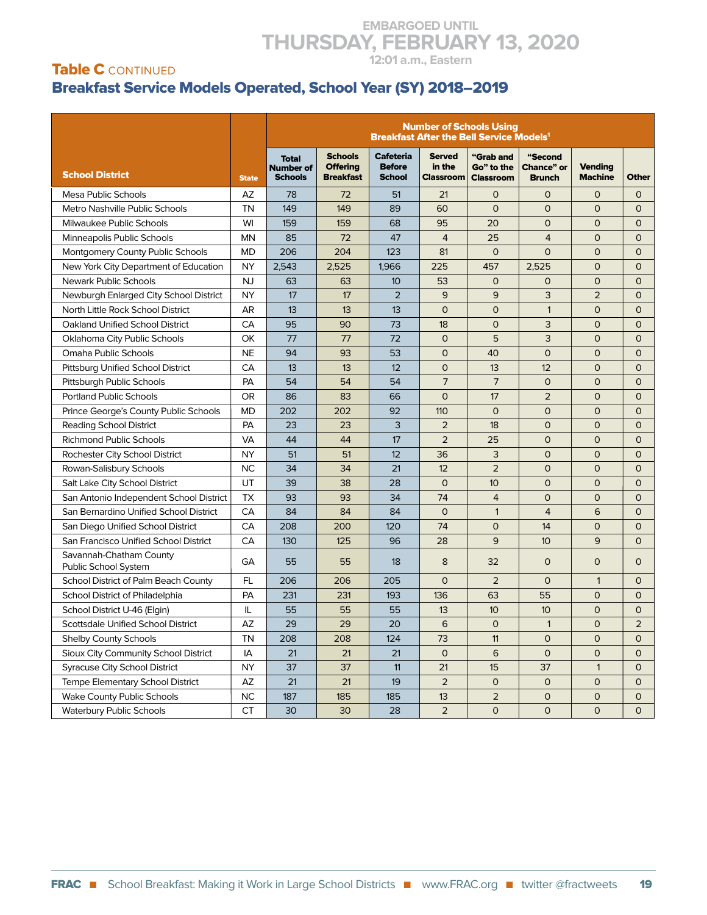EMBARGOED UNTIL
THURSDAY, FEBRUARY 13, 2020
12:01 a.m., Eastern

## Table C CONTINUED

## Breakfast Service Models Operated, School Year (SY) 2018–2019

| School District | State | Total Number of Schools | Schools Offering Breakfast | Number of Schools Using Breakfast After the Bell Service Models[1] | | | | | |
|---|---|---|---|---|---|---|---|---|---|
| | | | | Cafeteria Before School | Served in the Classroom | "Grab and Go" to the Classroom | "Second Chance" or Brunch | Vending Machine | Other |
| Mesa Public Schools | AZ | 78 | 72 | 51 | 21 | 0 | 0 | 0 | 0 |
| Metro Nashville Public Schools | TN | 149 | 149 | 89 | 60 | 0 | 0 | 0 | 0 |
| Milwaukee Public Schools | WI | 159 | 159 | 68 | 95 | 20 | 0 | 0 | 0 |
| Minneapolis Public Schools | MN | 85 | 72 | 47 | 4 | 25 | 4 | 0 | 0 |
| Montgomery County Public Schools | MD | 206 | 204 | 123 | 81 | 0 | 0 | 0 | 0 |
| New York City Department of Education | NY | 2,543 | 2,525 | 1,966 | 225 | 457 | 2,525 | 0 | 0 |
| Newark Public Schools | NJ | 63 | 63 | 10 | 53 | 0 | 0 | 0 | 0 |
| Newburgh Enlarged City School District | NY | 17 | 17 | 2 | 9 | 9 | 3 | 2 | 0 |
| North Little Rock School District | AR | 13 | 13 | 13 | 0 | 0 | 1 | 0 | 0 |
| Oakland Unified School District | CA | 95 | 90 | 73 | 18 | 0 | 3 | 0 | 0 |
| Oklahoma City Public Schools | OK | 77 | 77 | 72 | 0 | 5 | 3 | 0 | 0 |
| Omaha Public Schools | NE | 94 | 93 | 53 | 0 | 40 | 0 | 0 | 0 |
| Pittsburg Unified School District | CA | 13 | 13 | 12 | 0 | 13 | 12 | 0 | 0 |
| Pittsburgh Public Schools | PA | 54 | 54 | 54 | 7 | 7 | 0 | 0 | 0 |
| Portland Public Schools | OR | 86 | 83 | 66 | 0 | 17 | 2 | 0 | 0 |
| Prince George's County Public Schools | MD | 202 | 202 | 92 | 110 | 0 | 0 | 0 | 0 |
| Reading School District | PA | 23 | 23 | 3 | 2 | 18 | 0 | 0 | 0 |
| Richmond Public Schools | VA | 44 | 44 | 17 | 2 | 25 | 0 | 0 | 0 |
| Rochester City School District | NY | 51 | 51 | 12 | 36 | 3 | 0 | 0 | 0 |
| Rowan-Salisbury Schools | NC | 34 | 34 | 21 | 12 | 2 | 0 | 0 | 0 |
| Salt Lake City School District | UT | 39 | 38 | 28 | 0 | 10 | 0 | 0 | 0 |
| San Antonio Independent School District | TX | 93 | 93 | 34 | 74 | 4 | 0 | 0 | 0 |
| San Bernardino Unified School District | CA | 84 | 84 | 84 | 0 | 1 | 4 | 6 | 0 |
| San Diego Unified School District | CA | 208 | 200 | 120 | 74 | 0 | 14 | 0 | 0 |
| San Francisco Unified School District | CA | 130 | 125 | 96 | 28 | 9 | 10 | 9 | 0 |
| Savannah-Chatham County Public School System | GA | 55 | 55 | 18 | 8 | 32 | 0 | 0 | 0 |
| School District of Palm Beach County | FL | 206 | 206 | 205 | 0 | 2 | 0 | 1 | 0 |
| School District of Philadelphia | PA | 231 | 231 | 193 | 136 | 63 | 55 | 0 | 0 |
| School District U-46 (Elgin) | IL | 55 | 55 | 55 | 13 | 10 | 10 | 0 | 0 |
| Scottsdale Unified School District | AZ | 29 | 29 | 20 | 6 | 0 | 1 | 0 | 2 |
| Shelby County Schools | TN | 208 | 208 | 124 | 73 | 11 | 0 | 0 | 0 |
| Sioux City Community School District | IA | 21 | 21 | 21 | 0 | 6 | 0 | 0 | 0 |
| Syracuse City School District | NY | 37 | 37 | 11 | 21 | 15 | 37 | 1 | 0 |
| Tempe Elementary School District | AZ | 21 | 21 | 19 | 2 | 0 | 0 | 0 | 0 |
| Wake County Public Schools | NC | 187 | 185 | 185 | 13 | 2 | 0 | 0 | 0 |
| Waterbury Public Schools | CT | 30 | 30 | 28 | 2 | 0 | 0 | 0 | 0 |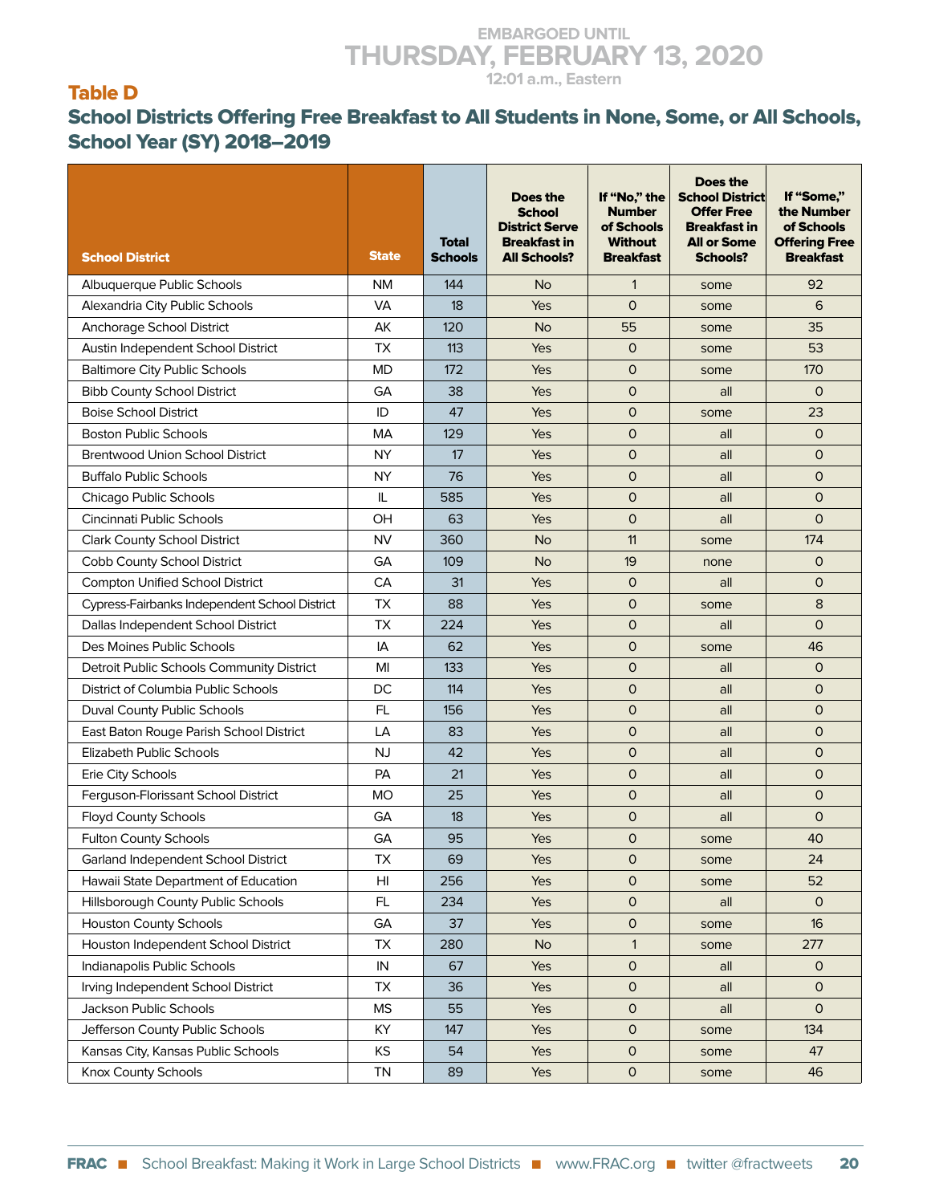EMBARGOED UNTIL
THURSDAY, FEBRUARY 13, 2020
12:01 a.m., Eastern

## Table D

## School Districts Offering Free Breakfast to All Students in None, Some, or All Schools, School Year (SY) 2018–2019

| School District | State | Total Schools | Does the School District Serve Breakfast in All Schools? | If "No," the Number of Schools Without Breakfast | Does the School District Offer Free Breakfast in All or Some Schools? | If "Some," the Number of Schools Offering Free Breakfast |
|---|---|---|---|---|---|---|
| Albuquerque Public Schools | NM | 144 | No | 1 | some | 92 |
| Alexandria City Public Schools | VA | 18 | Yes | 0 | some | 6 |
| Anchorage School District | AK | 120 | No | 55 | some | 35 |
| Austin Independent School District | TX | 113 | Yes | 0 | some | 53 |
| Baltimore City Public Schools | MD | 172 | Yes | 0 | some | 170 |
| Bibb County School District | GA | 38 | Yes | 0 | all | 0 |
| Boise School District | ID | 47 | Yes | 0 | some | 23 |
| Boston Public Schools | MA | 129 | Yes | 0 | all | 0 |
| Brentwood Union School District | NY | 17 | Yes | 0 | all | 0 |
| Buffalo Public Schools | NY | 76 | Yes | 0 | all | 0 |
| Chicago Public Schools | IL | 585 | Yes | 0 | all | 0 |
| Cincinnati Public Schools | OH | 63 | Yes | 0 | all | 0 |
| Clark County School District | NV | 360 | No | 11 | some | 174 |
| Cobb County School District | GA | 109 | No | 19 | none | 0 |
| Compton Unified School District | CA | 31 | Yes | 0 | all | 0 |
| Cypress-Fairbanks Independent School District | TX | 88 | Yes | 0 | some | 8 |
| Dallas Independent School District | TX | 224 | Yes | 0 | all | 0 |
| Des Moines Public Schools | IA | 62 | Yes | 0 | some | 46 |
| Detroit Public Schools Community District | MI | 133 | Yes | 0 | all | 0 |
| District of Columbia Public Schools | DC | 114 | Yes | 0 | all | 0 |
| Duval County Public Schools | FL | 156 | Yes | 0 | all | 0 |
| East Baton Rouge Parish School District | LA | 83 | Yes | 0 | all | 0 |
| Elizabeth Public Schools | NJ | 42 | Yes | 0 | all | 0 |
| Erie City Schools | PA | 21 | Yes | 0 | all | 0 |
| Ferguson-Florissant School District | MO | 25 | Yes | 0 | all | 0 |
| Floyd County Schools | GA | 18 | Yes | 0 | all | 0 |
| Fulton County Schools | GA | 95 | Yes | 0 | some | 40 |
| Garland Independent School District | TX | 69 | Yes | 0 | some | 24 |
| Hawaii State Department of Education | HI | 256 | Yes | 0 | some | 52 |
| Hillsborough County Public Schools | FL | 234 | Yes | 0 | all | 0 |
| Houston County Schools | GA | 37 | Yes | 0 | some | 16 |
| Houston Independent School District | TX | 280 | No | 1 | some | 277 |
| Indianapolis Public Schools | IN | 67 | Yes | 0 | all | 0 |
| Irving Independent School District | TX | 36 | Yes | 0 | all | 0 |
| Jackson Public Schools | MS | 55 | Yes | 0 | all | 0 |
| Jefferson County Public Schools | KY | 147 | Yes | 0 | some | 134 |
| Kansas City, Kansas Public Schools | KS | 54 | Yes | 0 | some | 47 |
| Knox County Schools | TN | 89 | Yes | 0 | some | 46 |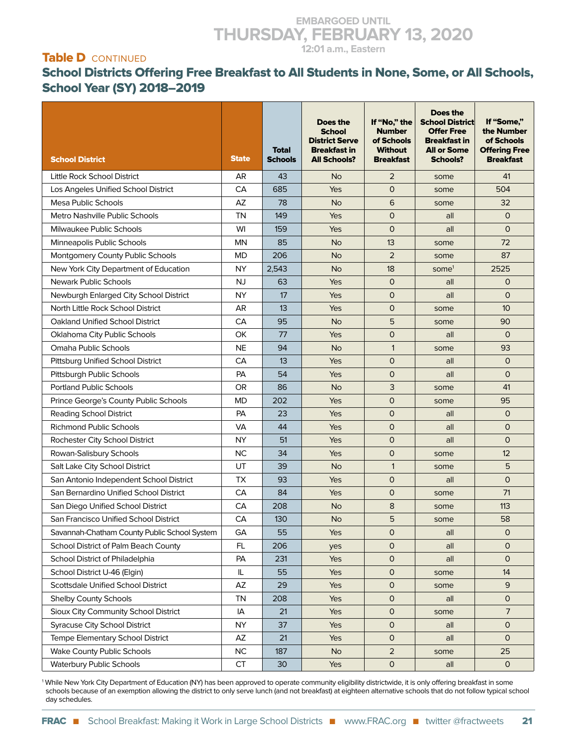EMBARGOED UNTIL
THURSDAY, FEBRUARY 13, 2020
12:01 a.m., Eastern

## Table D CONTINUED

## School Districts Offering Free Breakfast to All Students in None, Some, or All Schools, School Year (SY) 2018–2019

| School District | State | Total Schools | Does the School District Serve Breakfast in All Schools? | If "No," the Number of Schools Without Breakfast | Does the School District Offer Free Breakfast in All or Some Schools? | If "Some," the Number of Schools Offering Free Breakfast |
|---|---|---|---|---|---|---|
| Little Rock School District | AR | 43 | No | 2 | some | 41 |
| Los Angeles Unified School District | CA | 685 | Yes | 0 | some | 504 |
| Mesa Public Schools | AZ | 78 | No | 6 | some | 32 |
| Metro Nashville Public Schools | TN | 149 | Yes | 0 | all | 0 |
| Milwaukee Public Schools | WI | 159 | Yes | 0 | all | 0 |
| Minneapolis Public Schools | MN | 85 | No | 13 | some | 72 |
| Montgomery County Public Schools | MD | 206 | No | 2 | some | 87 |
| New York City Department of Education | NY | 2,543 | No | 18 | some[1] | 2525 |
| Newark Public Schools | NJ | 63 | Yes | 0 | all | 0 |
| Newburgh Enlarged City School District | NY | 17 | Yes | 0 | all | 0 |
| North Little Rock School District | AR | 13 | Yes | 0 | some | 10 |
| Oakland Unified School District | CA | 95 | No | 5 | some | 90 |
| Oklahoma City Public Schools | OK | 77 | Yes | 0 | all | 0 |
| Omaha Public Schools | NE | 94 | No | 1 | some | 93 |
| Pittsburg Unified School District | CA | 13 | Yes | 0 | all | 0 |
| Pittsburgh Public Schools | PA | 54 | Yes | 0 | all | 0 |
| Portland Public Schools | OR | 86 | No | 3 | some | 41 |
| Prince George's County Public Schools | MD | 202 | Yes | 0 | some | 95 |
| Reading School District | PA | 23 | Yes | 0 | all | 0 |
| Richmond Public Schools | VA | 44 | Yes | 0 | all | 0 |
| Rochester City School District | NY | 51 | Yes | 0 | all | 0 |
| Rowan-Salisbury Schools | NC | 34 | Yes | 0 | some | 12 |
| Salt Lake City School District | UT | 39 | No | 1 | some | 5 |
| San Antonio Independent School District | TX | 93 | Yes | 0 | all | 0 |
| San Bernardino Unified School District | CA | 84 | Yes | 0 | some | 71 |
| San Diego Unified School District | CA | 208 | No | 8 | some | 113 |
| San Francisco Unified School District | CA | 130 | No | 5 | some | 58 |
| Savannah-Chatham County Public School System | GA | 55 | Yes | 0 | all | 0 |
| School District of Palm Beach County | FL | 206 | yes | 0 | all | 0 |
| School District of Philadelphia | PA | 231 | Yes | 0 | all | 0 |
| School District U-46 (Elgin) | IL | 55 | Yes | 0 | some | 14 |
| Scottsdale Unified School District | AZ | 29 | Yes | 0 | some | 9 |
| Shelby County Schools | TN | 208 | Yes | 0 | all | 0 |
| Sioux City Community School District | IA | 21 | Yes | 0 | some | 7 |
| Syracuse City School District | NY | 37 | Yes | 0 | all | 0 |
| Tempe Elementary School District | AZ | 21 | Yes | 0 | all | 0 |
| Wake County Public Schools | NC | 187 | No | 2 | some | 25 |
| Waterbury Public Schools | CT | 30 | Yes | 0 | all | 0 |

[1] While New York City Department of Education (NY) has been approved to operate community eligibility districtwide, it is only offering breakfast in some schools because of an exemption allowing the district to only serve lunch (and not breakfast) at eighteen alternative schools that do not follow typical school day schedules.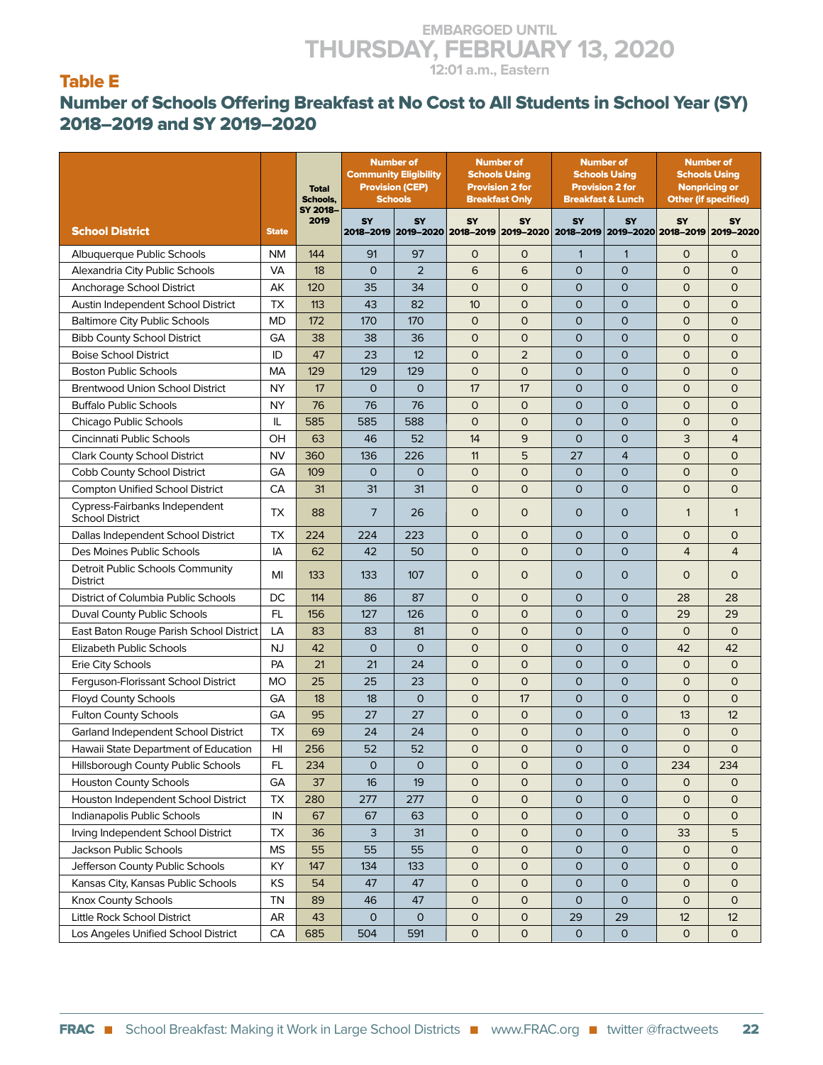EMBARGOED UNTIL
THURSDAY, FEBRUARY 13, 2020
12:01 a.m., Eastern

## Table E

## Number of Schools Offering Breakfast at No Cost to All Students in School Year (SY) 2018–2019 and SY 2019–2020

| School District | State | Total Schools, SY 2018–2019 | Number of Community Eligibility Provision (CEP) Schools | | Number of Schools Using Provision 2 for Breakfast Only | | Number of Schools Using Provision 2 for Breakfast & Lunch | | Number of Schools Using Nonpricing or Other (if specified) | |
|---|---|---|---|---|---|---|---|---|---|---|
| | | | SY 2018–2019 | SY 2019–2020 | SY 2018–2019 | SY 2019–2020 | SY 2018–2019 | SY 2019–2020 | SY 2018–2019 | SY 2019–2020 |
| Albuquerque Public Schools | NM | 144 | 91 | 97 | 0 | 0 | 1 | 1 | 0 | 0 |
| Alexandria City Public Schools | VA | 18 | 0 | 2 | 6 | 6 | 0 | 0 | 0 | 0 |
| Anchorage School District | AK | 120 | 35 | 34 | 0 | 0 | 0 | 0 | 0 | 0 |
| Austin Independent School District | TX | 113 | 43 | 82 | 10 | 0 | 0 | 0 | 0 | 0 |
| Baltimore City Public Schools | MD | 172 | 170 | 170 | 0 | 0 | 0 | 0 | 0 | 0 |
| Bibb County School District | GA | 38 | 38 | 36 | 0 | 0 | 0 | 0 | 0 | 0 |
| Boise School District | ID | 47 | 23 | 12 | 0 | 2 | 0 | 0 | 0 | 0 |
| Boston Public Schools | MA | 129 | 129 | 129 | 0 | 0 | 0 | 0 | 0 | 0 |
| Brentwood Union School District | NY | 17 | 0 | 0 | 17 | 17 | 0 | 0 | 0 | 0 |
| Buffalo Public Schools | NY | 76 | 76 | 76 | 0 | 0 | 0 | 0 | 0 | 0 |
| Chicago Public Schools | IL | 585 | 585 | 588 | 0 | 0 | 0 | 0 | 0 | 0 |
| Cincinnati Public Schools | OH | 63 | 46 | 52 | 14 | 9 | 0 | 0 | 3 | 4 |
| Clark County School District | NV | 360 | 136 | 226 | 11 | 5 | 27 | 4 | 0 | 0 |
| Cobb County School District | GA | 109 | 0 | 0 | 0 | 0 | 0 | 0 | 0 | 0 |
| Compton Unified School District | CA | 31 | 31 | 31 | 0 | 0 | 0 | 0 | 0 | 0 |
| Cypress-Fairbanks Independent School District | TX | 88 | 7 | 26 | 0 | 0 | 0 | 0 | 1 | 1 |
| Dallas Independent School District | TX | 224 | 224 | 223 | 0 | 0 | 0 | 0 | 0 | 0 |
| Des Moines Public Schools | IA | 62 | 42 | 50 | 0 | 0 | 0 | 0 | 4 | 4 |
| Detroit Public Schools Community District | MI | 133 | 133 | 107 | 0 | 0 | 0 | 0 | 0 | 0 |
| District of Columbia Public Schools | DC | 114 | 86 | 87 | 0 | 0 | 0 | 0 | 28 | 28 |
| Duval County Public Schools | FL | 156 | 127 | 126 | 0 | 0 | 0 | 0 | 29 | 29 |
| East Baton Rouge Parish School District | LA | 83 | 83 | 81 | 0 | 0 | 0 | 0 | 0 | 0 |
| Elizabeth Public Schools | NJ | 42 | 0 | 0 | 0 | 0 | 0 | 0 | 42 | 42 |
| Erie City Schools | PA | 21 | 21 | 24 | 0 | 0 | 0 | 0 | 0 | 0 |
| Ferguson-Florissant School District | MO | 25 | 25 | 23 | 0 | 0 | 0 | 0 | 0 | 0 |
| Floyd County Schools | GA | 18 | 18 | 0 | 0 | 17 | 0 | 0 | 0 | 0 |
| Fulton County Schools | GA | 95 | 27 | 27 | 0 | 0 | 0 | 0 | 13 | 12 |
| Garland Independent School District | TX | 69 | 24 | 24 | 0 | 0 | 0 | 0 | 0 | 0 |
| Hawaii State Department of Education | HI | 256 | 52 | 52 | 0 | 0 | 0 | 0 | 0 | 0 |
| Hillsborough County Public Schools | FL | 234 | 0 | 0 | 0 | 0 | 0 | 0 | 234 | 234 |
| Houston County Schools | GA | 37 | 16 | 19 | 0 | 0 | 0 | 0 | 0 | 0 |
| Houston Independent School District | TX | 280 | 277 | 277 | 0 | 0 | 0 | 0 | 0 | 0 |
| Indianapolis Public Schools | IN | 67 | 67 | 63 | 0 | 0 | 0 | 0 | 0 | 0 |
| Irving Independent School District | TX | 36 | 3 | 31 | 0 | 0 | 0 | 0 | 33 | 5 |
| Jackson Public Schools | MS | 55 | 55 | 55 | 0 | 0 | 0 | 0 | 0 | 0 |
| Jefferson County Public Schools | KY | 147 | 134 | 133 | 0 | 0 | 0 | 0 | 0 | 0 |
| Kansas City, Kansas Public Schools | KS | 54 | 47 | 47 | 0 | 0 | 0 | 0 | 0 | 0 |
| Knox County Schools | TN | 89 | 46 | 47 | 0 | 0 | 0 | 0 | 0 | 0 |
| Little Rock School District | AR | 43 | 0 | 0 | 0 | 0 | 29 | 29 | 12 | 12 |
| Los Angeles Unified School District | CA | 685 | 504 | 591 | 0 | 0 | 0 | 0 | 0 | 0 |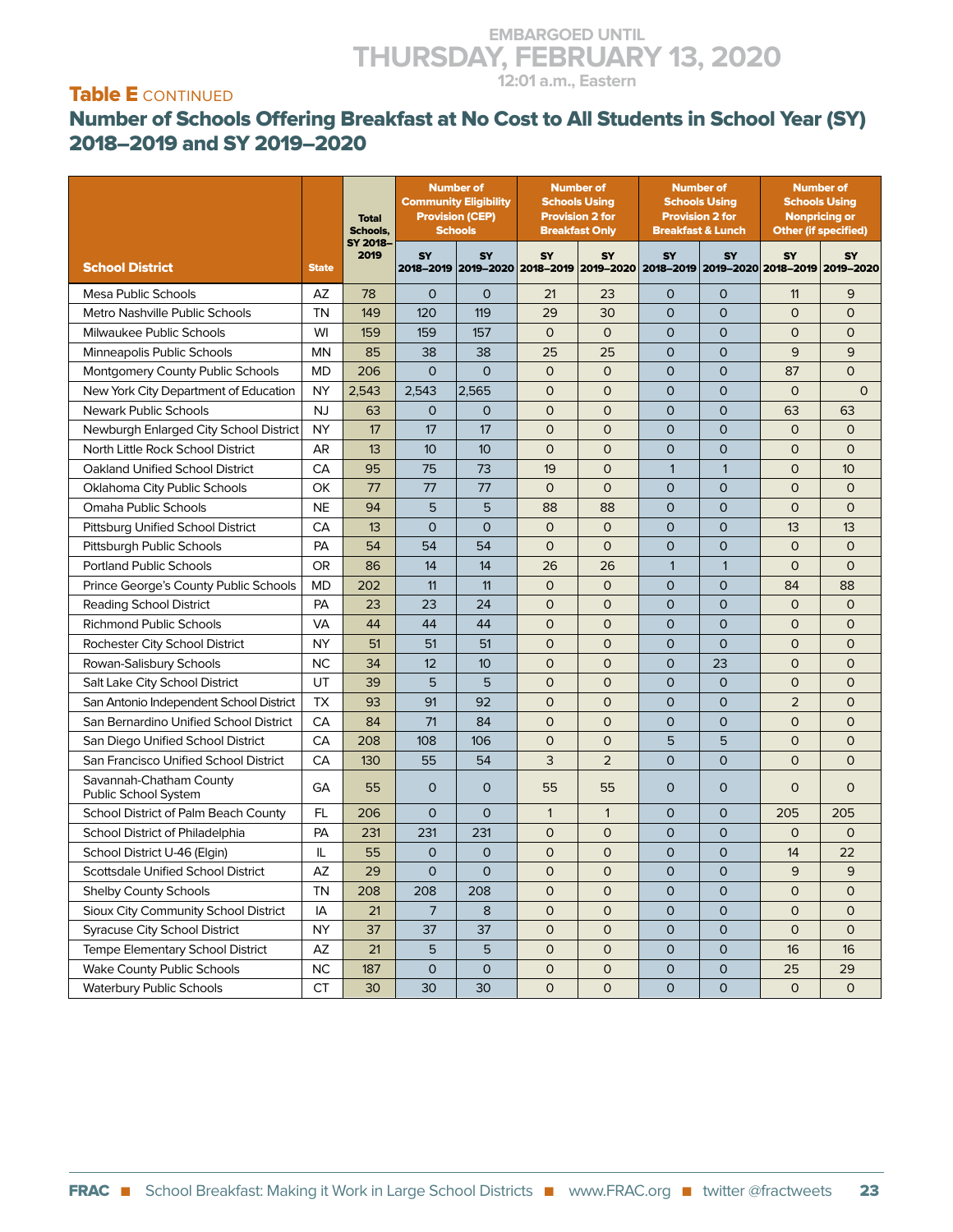EMBARGOED UNTIL
THURSDAY, FEBRUARY 13, 2020
12:01 a.m., Eastern

## Table E CONTINUED

# Number of Schools Offering Breakfast at No Cost to All Students in School Year (SY) 2018–2019 and SY 2019–2020

| School District | State | Total Schools, SY 2018–2019 | Number of Community Eligibility Provision (CEP) Schools | | Number of Schools Using Provision 2 for Breakfast Only | | Number of Schools Using Provision 2 for Breakfast & Lunch | | Number of Schools Using Nonpricing or Other (if specified) | |
|---|---|---|---|---|---|---|---|---|---|---|
| | | | SY 2018–2019 | SY 2019–2020 | SY 2018–2019 | SY 2019–2020 | SY 2018–2019 | SY 2019–2020 | SY 2018–2019 | SY 2019–2020 |
| Mesa Public Schools | AZ | 78 | 0 | 0 | 21 | 23 | 0 | 0 | 11 | 9 |
| Metro Nashville Public Schools | TN | 149 | 120 | 119 | 29 | 30 | 0 | 0 | 0 | 0 |
| Milwaukee Public Schools | WI | 159 | 159 | 157 | 0 | 0 | 0 | 0 | 0 | 0 |
| Minneapolis Public Schools | MN | 85 | 38 | 38 | 25 | 25 | 0 | 0 | 9 | 9 |
| Montgomery County Public Schools | MD | 206 | 0 | 0 | 0 | 0 | 0 | 0 | 87 | 0 |
| New York City Department of Education | NY | 2,543 | 2,543 | 2,565 | 0 | 0 | 0 | 0 | 0 | 0 |
| Newark Public Schools | NJ | 63 | 0 | 0 | 0 | 0 | 0 | 0 | 63 | 63 |
| Newburgh Enlarged City School District | NY | 17 | 17 | 17 | 0 | 0 | 0 | 0 | 0 | 0 |
| North Little Rock School District | AR | 13 | 10 | 10 | 0 | 0 | 0 | 0 | 0 | 0 |
| Oakland Unified School District | CA | 95 | 75 | 73 | 19 | 0 | 1 | 1 | 0 | 10 |
| Oklahoma City Public Schools | OK | 77 | 77 | 77 | 0 | 0 | 0 | 0 | 0 | 0 |
| Omaha Public Schools | NE | 94 | 5 | 5 | 88 | 88 | 0 | 0 | 0 | 0 |
| Pittsburg Unified School District | CA | 13 | 0 | 0 | 0 | 0 | 0 | 0 | 13 | 13 |
| Pittsburgh Public Schools | PA | 54 | 54 | 54 | 0 | 0 | 0 | 0 | 0 | 0 |
| Portland Public Schools | OR | 86 | 14 | 14 | 26 | 26 | 1 | 1 | 0 | 0 |
| Prince George's County Public Schools | MD | 202 | 11 | 11 | 0 | 0 | 0 | 0 | 84 | 88 |
| Reading School District | PA | 23 | 23 | 24 | 0 | 0 | 0 | 0 | 0 | 0 |
| Richmond Public Schools | VA | 44 | 44 | 44 | 0 | 0 | 0 | 0 | 0 | 0 |
| Rochester City School District | NY | 51 | 51 | 51 | 0 | 0 | 0 | 0 | 0 | 0 |
| Rowan-Salisbury Schools | NC | 34 | 12 | 10 | 0 | 0 | 0 | 23 | 0 | 0 |
| Salt Lake City School District | UT | 39 | 5 | 5 | 0 | 0 | 0 | 0 | 0 | 0 |
| San Antonio Independent School District | TX | 93 | 91 | 92 | 0 | 0 | 0 | 0 | 2 | 0 |
| San Bernardino Unified School District | CA | 84 | 71 | 84 | 0 | 0 | 0 | 0 | 0 | 0 |
| San Diego Unified School District | CA | 208 | 108 | 106 | 0 | 0 | 5 | 5 | 0 | 0 |
| San Francisco Unified School District | CA | 130 | 55 | 54 | 3 | 2 | 0 | 0 | 0 | 0 |
| Savannah-Chatham County Public School System | GA | 55 | 0 | 0 | 55 | 55 | 0 | 0 | 0 | 0 |
| School District of Palm Beach County | FL | 206 | 0 | 0 | 1 | 1 | 0 | 0 | 205 | 205 |
| School District of Philadelphia | PA | 231 | 231 | 231 | 0 | 0 | 0 | 0 | 0 | 0 |
| School District U-46 (Elgin) | IL | 55 | 0 | 0 | 0 | 0 | 0 | 0 | 14 | 22 |
| Scottsdale Unified School District | AZ | 29 | 0 | 0 | 0 | 0 | 0 | 0 | 9 | 9 |
| Shelby County Schools | TN | 208 | 208 | 208 | 0 | 0 | 0 | 0 | 0 | 0 |
| Sioux City Community School District | IA | 21 | 7 | 8 | 0 | 0 | 0 | 0 | 0 | 0 |
| Syracuse City School District | NY | 37 | 37 | 37 | 0 | 0 | 0 | 0 | 0 | 0 |
| Tempe Elementary School District | AZ | 21 | 5 | 5 | 0 | 0 | 0 | 0 | 16 | 16 |
| Wake County Public Schools | NC | 187 | 0 | 0 | 0 | 0 | 0 | 0 | 25 | 29 |
| Waterbury Public Schools | CT | 30 | 30 | 30 | 0 | 0 | 0 | 0 | 0 | 0 |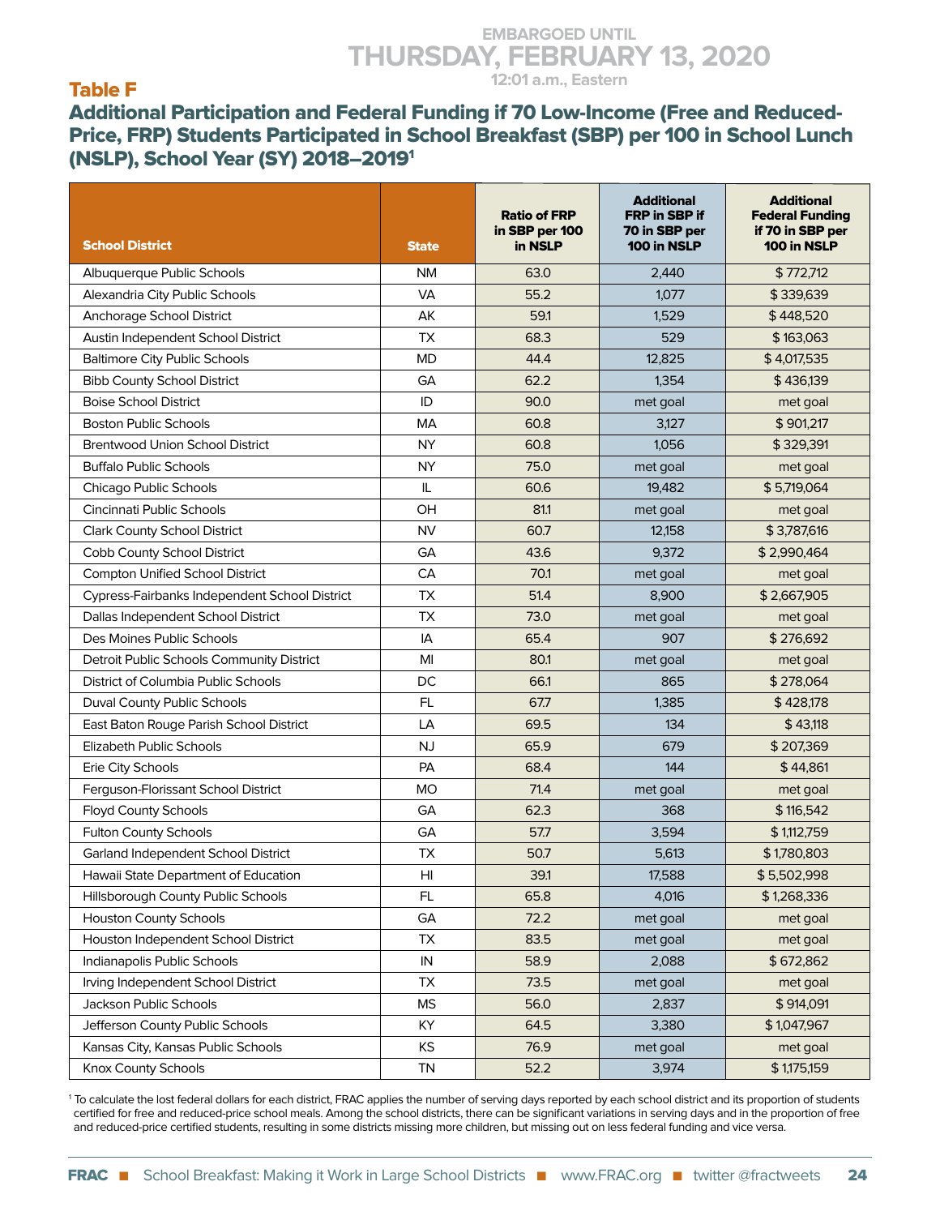EMBARGOED UNTIL
THURSDAY, FEBRUARY 13, 2020
12:01 a.m., Eastern

## Table F

## Additional Participation and Federal Funding if 70 Low-Income (Free and Reduced-Price, FRP) Students Participated in School Breakfast (SBP) per 100 in School Lunch (NSLP), School Year (SY) 2018–2019[1]

| School District | State | Ratio of FRP in SBP per 100 in NSLP | Additional FRP in SBP if 70 in SBP per 100 in NSLP | Additional Federal Funding if 70 in SBP per 100 in NSLP |
|---|---|---|---|---|
| Albuquerque Public Schools | NM | 63.0 | 2,440 | $ 772,712 |
| Alexandria City Public Schools | VA | 55.2 | 1,077 | $ 339,639 |
| Anchorage School District | AK | 59.1 | 1,529 | $ 448,520 |
| Austin Independent School District | TX | 68.3 | 529 | $ 163,063 |
| Baltimore City Public Schools | MD | 44.4 | 12,825 | $ 4,017,535 |
| Bibb County School District | GA | 62.2 | 1,354 | $ 436,139 |
| Boise School District | ID | 90.0 | met goal | met goal |
| Boston Public Schools | MA | 60.8 | 3,127 | $ 901,217 |
| Brentwood Union School District | NY | 60.8 | 1,056 | $ 329,391 |
| Buffalo Public Schools | NY | 75.0 | met goal | met goal |
| Chicago Public Schools | IL | 60.6 | 19,482 | $ 5,719,064 |
| Cincinnati Public Schools | OH | 81.1 | met goal | met goal |
| Clark County School District | NV | 60.7 | 12,158 | $ 3,787,616 |
| Cobb County School District | GA | 43.6 | 9,372 | $ 2,990,464 |
| Compton Unified School District | CA | 70.1 | met goal | met goal |
| Cypress-Fairbanks Independent School District | TX | 51.4 | 8,900 | $ 2,667,905 |
| Dallas Independent School District | TX | 73.0 | met goal | met goal |
| Des Moines Public Schools | IA | 65.4 | 907 | $ 276,692 |
| Detroit Public Schools Community District | MI | 80.1 | met goal | met goal |
| District of Columbia Public Schools | DC | 66.1 | 865 | $ 278,064 |
| Duval County Public Schools | FL | 67.7 | 1,385 | $ 428,178 |
| East Baton Rouge Parish School District | LA | 69.5 | 134 | $ 43,118 |
| Elizabeth Public Schools | NJ | 65.9 | 679 | $ 207,369 |
| Erie City Schools | PA | 68.4 | 144 | $ 44,861 |
| Ferguson-Florissant School District | MO | 71.4 | met goal | met goal |
| Floyd County Schools | GA | 62.3 | 368 | $ 116,542 |
| Fulton County Schools | GA | 57.7 | 3,594 | $ 1,112,759 |
| Garland Independent School District | TX | 50.7 | 5,613 | $ 1,780,803 |
| Hawaii State Department of Education | HI | 39.1 | 17,588 | $ 5,502,998 |
| Hillsborough County Public Schools | FL | 65.8 | 4,016 | $ 1,268,336 |
| Houston County Schools | GA | 72.2 | met goal | met goal |
| Houston Independent School District | TX | 83.5 | met goal | met goal |
| Indianapolis Public Schools | IN | 58.9 | 2,088 | $ 672,862 |
| Irving Independent School District | TX | 73.5 | met goal | met goal |
| Jackson Public Schools | MS | 56.0 | 2,837 | $ 914,091 |
| Jefferson County Public Schools | KY | 64.5 | 3,380 | $ 1,047,967 |
| Kansas City, Kansas Public Schools | KS | 76.9 | met goal | met goal |
| Knox County Schools | TN | 52.2 | 3,974 | $ 1,175,159 |

[1] To calculate the lost federal dollars for each district, FRAC applies the number of serving days reported by each school district and its proportion of students certified for free and reduced-price school meals. Among the school districts, there can be significant variations in serving days and in the proportion of free and reduced-price certified students, resulting in some districts missing more children, but missing out on less federal funding and vice versa.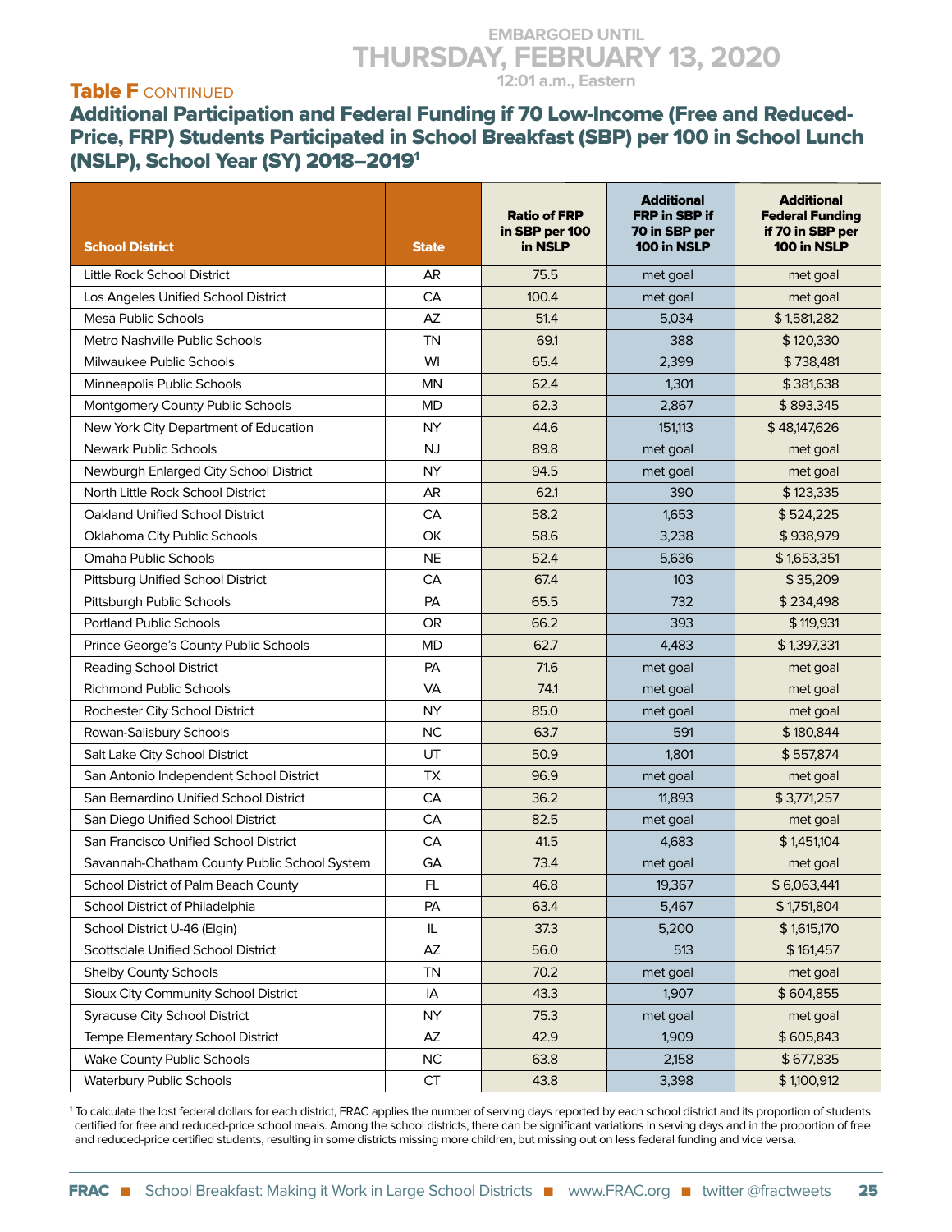EMBARGOED UNTIL
THURSDAY, FEBRUARY 13, 2020
12:01 a.m., Eastern

**Table F** CONTINUED

## Additional Participation and Federal Funding if 70 Low-Income (Free and Reduced-Price, FRP) Students Participated in School Breakfast (SBP) per 100 in School Lunch (NSLP), School Year (SY) 2018–2019[1]

| School District | State | Ratio of FRP in SBP per 100 in NSLP | Additional FRP in SBP if 70 in SBP per 100 in NSLP | Additional Federal Funding if 70 in SBP per 100 in NSLP |
|---|---|---|---|---|
| Little Rock School District | AR | 75.5 | met goal | met goal |
| Los Angeles Unified School District | CA | 100.4 | met goal | met goal |
| Mesa Public Schools | AZ | 51.4 | 5,034 | $ 1,581,282 |
| Metro Nashville Public Schools | TN | 69.1 | 388 | $ 120,330 |
| Milwaukee Public Schools | WI | 65.4 | 2,399 | $ 738,481 |
| Minneapolis Public Schools | MN | 62.4 | 1,301 | $ 381,638 |
| Montgomery County Public Schools | MD | 62.3 | 2,867 | $ 893,345 |
| New York City Department of Education | NY | 44.6 | 151,113 | $ 48,147,626 |
| Newark Public Schools | NJ | 89.8 | met goal | met goal |
| Newburgh Enlarged City School District | NY | 94.5 | met goal | met goal |
| North Little Rock School District | AR | 62.1 | 390 | $ 123,335 |
| Oakland Unified School District | CA | 58.2 | 1,653 | $ 524,225 |
| Oklahoma City Public Schools | OK | 58.6 | 3,238 | $ 938,979 |
| Omaha Public Schools | NE | 52.4 | 5,636 | $ 1,653,351 |
| Pittsburg Unified School District | CA | 67.4 | 103 | $ 35,209 |
| Pittsburgh Public Schools | PA | 65.5 | 732 | $ 234,498 |
| Portland Public Schools | OR | 66.2 | 393 | $ 119,931 |
| Prince George's County Public Schools | MD | 62.7 | 4,483 | $ 1,397,331 |
| Reading School District | PA | 71.6 | met goal | met goal |
| Richmond Public Schools | VA | 74.1 | met goal | met goal |
| Rochester City School District | NY | 85.0 | met goal | met goal |
| Rowan-Salisbury Schools | NC | 63.7 | 591 | $ 180,844 |
| Salt Lake City School District | UT | 50.9 | 1,801 | $ 557,874 |
| San Antonio Independent School District | TX | 96.9 | met goal | met goal |
| San Bernardino Unified School District | CA | 36.2 | 11,893 | $ 3,771,257 |
| San Diego Unified School District | CA | 82.5 | met goal | met goal |
| San Francisco Unified School District | CA | 41.5 | 4,683 | $ 1,451,104 |
| Savannah-Chatham County Public School System | GA | 73.4 | met goal | met goal |
| School District of Palm Beach County | FL | 46.8 | 19,367 | $ 6,063,441 |
| School District of Philadelphia | PA | 63.4 | 5,467 | $ 1,751,804 |
| School District U-46 (Elgin) | IL | 37.3 | 5,200 | $ 1,615,170 |
| Scottsdale Unified School District | AZ | 56.0 | 513 | $ 161,457 |
| Shelby County Schools | TN | 70.2 | met goal | met goal |
| Sioux City Community School District | IA | 43.3 | 1,907 | $ 604,855 |
| Syracuse City School District | NY | 75.3 | met goal | met goal |
| Tempe Elementary School District | AZ | 42.9 | 1,909 | $ 605,843 |
| Wake County Public Schools | NC | 63.8 | 2,158 | $ 677,835 |
| Waterbury Public Schools | CT | 43.8 | 3,398 | $ 1,100,912 |

[1] To calculate the lost federal dollars for each district, FRAC applies the number of serving days reported by each school district and its proportion of students certified for free and reduced-price school meals. Among the school districts, there can be significant variations in serving days and in the proportion of free and reduced-price certified students, resulting in some districts missing more children, but missing out on less federal funding and vice versa.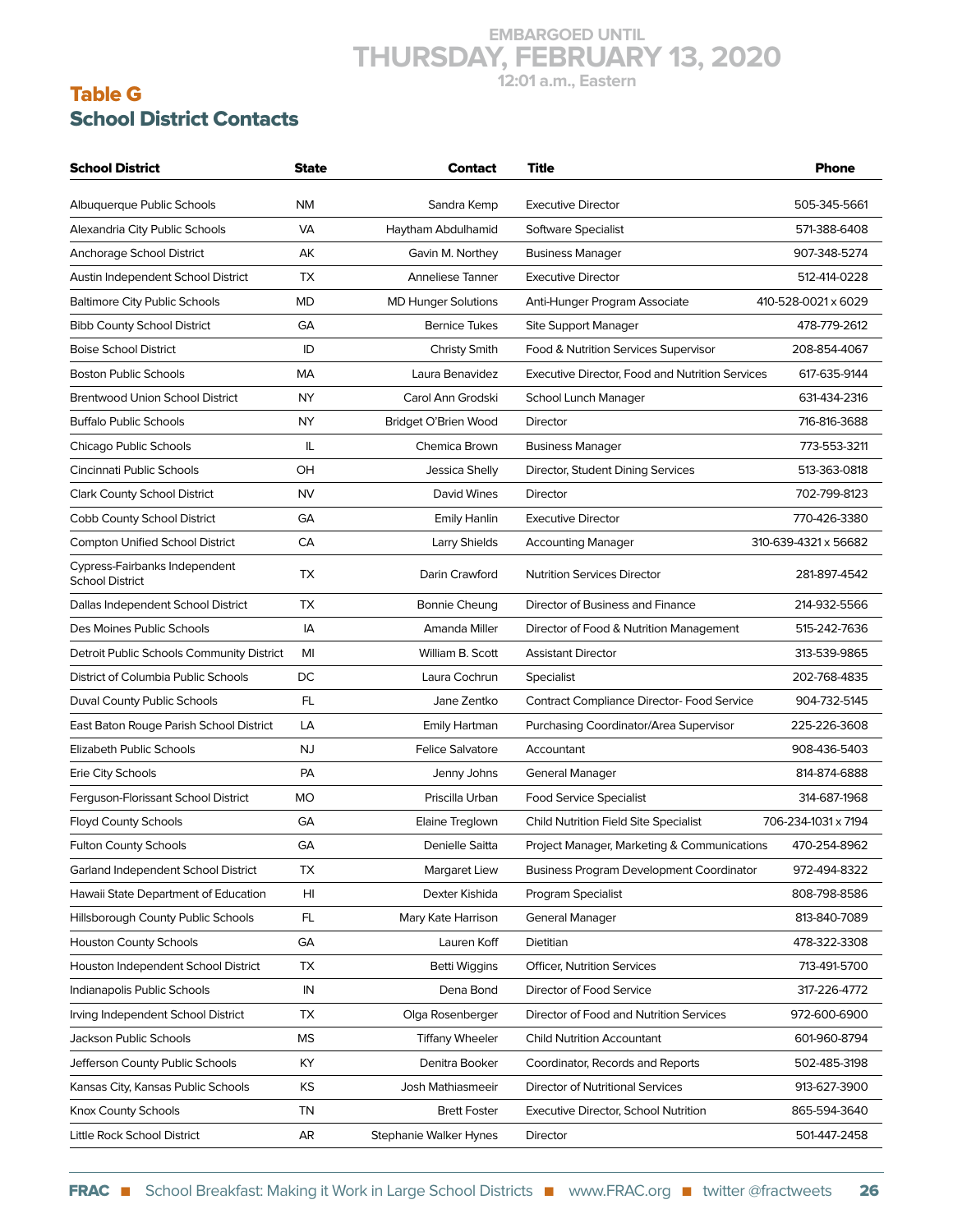EMBARGOED UNTIL
THURSDAY, FEBRUARY 13, 2020
12:01 a.m., Eastern

## Table G
## School District Contacts

| School District | State | Contact | Title | Phone |
|---|---|---|---|---|
| Albuquerque Public Schools | NM | Sandra Kemp | Executive Director | 505-345-5661 |
| Alexandria City Public Schools | VA | Haytham Abdulhamid | Software Specialist | 571-388-6408 |
| Anchorage School District | AK | Gavin M. Northey | Business Manager | 907-348-5274 |
| Austin Independent School District | TX | Anneliese Tanner | Executive Director | 512-414-0228 |
| Baltimore City Public Schools | MD | MD Hunger Solutions | Anti-Hunger Program Associate | 410-528-0021 x 6029 |
| Bibb County School District | GA | Bernice Tukes | Site Support Manager | 478-779-2612 |
| Boise School District | ID | Christy Smith | Food & Nutrition Services Supervisor | 208-854-4067 |
| Boston Public Schools | MA | Laura Benavidez | Executive Director, Food and Nutrition Services | 617-635-9144 |
| Brentwood Union School District | NY | Carol Ann Grodski | School Lunch Manager | 631-434-2316 |
| Buffalo Public Schools | NY | Bridget O'Brien Wood | Director | 716-816-3688 |
| Chicago Public Schools | IL | Chemica Brown | Business Manager | 773-553-3211 |
| Cincinnati Public Schools | OH | Jessica Shelly | Director, Student Dining Services | 513-363-0818 |
| Clark County School District | NV | David Wines | Director | 702-799-8123 |
| Cobb County School District | GA | Emily Hanlin | Executive Director | 770-426-3380 |
| Compton Unified School District | CA | Larry Shields | Accounting Manager | 310-639-4321 x 56682 |
| Cypress-Fairbanks Independent School District | TX | Darin Crawford | Nutrition Services Director | 281-897-4542 |
| Dallas Independent School District | TX | Bonnie Cheung | Director of Business and Finance | 214-932-5566 |
| Des Moines Public Schools | IA | Amanda Miller | Director of Food & Nutrition Management | 515-242-7636 |
| Detroit Public Schools Community District | MI | William B. Scott | Assistant Director | 313-539-9865 |
| District of Columbia Public Schools | DC | Laura Cochrun | Specialist | 202-768-4835 |
| Duval County Public Schools | FL | Jane Zentko | Contract Compliance Director- Food Service | 904-732-5145 |
| East Baton Rouge Parish School District | LA | Emily Hartman | Purchasing Coordinator/Area Supervisor | 225-226-3608 |
| Elizabeth Public Schools | NJ | Felice Salvatore | Accountant | 908-436-5403 |
| Erie City Schools | PA | Jenny Johns | General Manager | 814-874-6888 |
| Ferguson-Florissant School District | MO | Priscilla Urban | Food Service Specialist | 314-687-1968 |
| Floyd County Schools | GA | Elaine Treglown | Child Nutrition Field Site Specialist | 706-234-1031 x 7194 |
| Fulton County Schools | GA | Denielle Saitta | Project Manager, Marketing & Communications | 470-254-8962 |
| Garland Independent School District | TX | Margaret Liew | Business Program Development Coordinator | 972-494-8322 |
| Hawaii State Department of Education | HI | Dexter Kishida | Program Specialist | 808-798-8586 |
| Hillsborough County Public Schools | FL | Mary Kate Harrison | General Manager | 813-840-7089 |
| Houston County Schools | GA | Lauren Koff | Dietitian | 478-322-3308 |
| Houston Independent School District | TX | Betti Wiggins | Officer, Nutrition Services | 713-491-5700 |
| Indianapolis Public Schools | IN | Dena Bond | Director of Food Service | 317-226-4772 |
| Irving Independent School District | TX | Olga Rosenberger | Director of Food and Nutrition Services | 972-600-6900 |
| Jackson Public Schools | MS | Tiffany Wheeler | Child Nutrition Accountant | 601-960-8794 |
| Jefferson County Public Schools | KY | Denitra Booker | Coordinator, Records and Reports | 502-485-3198 |
| Kansas City, Kansas Public Schools | KS | Josh Mathiasmeeir | Director of Nutritional Services | 913-627-3900 |
| Knox County Schools | TN | Brett Foster | Executive Director, School Nutrition | 865-594-3640 |
| Little Rock School District | AR | Stephanie Walker Hynes | Director | 501-447-2458 |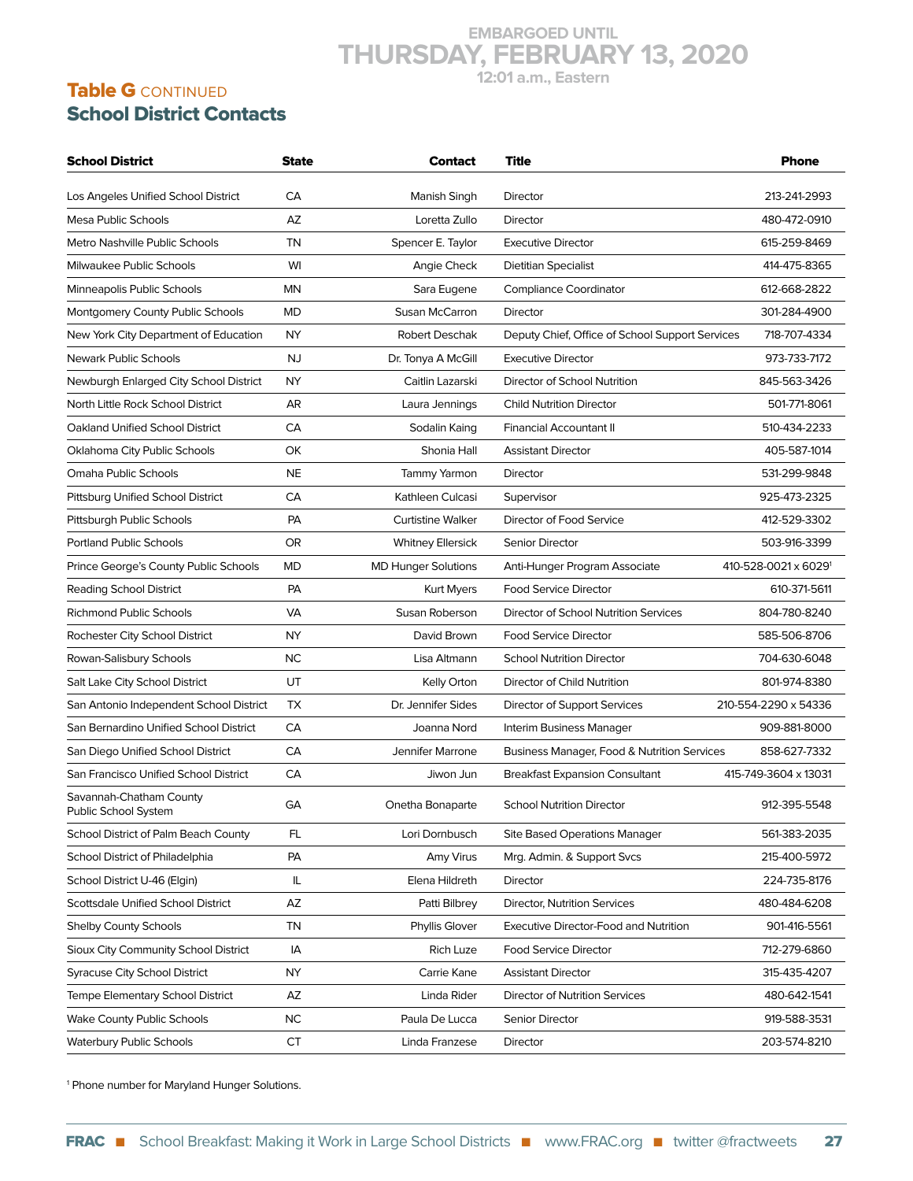EMBARGOED UNTIL
THURSDAY, FEBRUARY 13, 2020
12:01 a.m., Eastern

## Table G CONTINUED
## School District Contacts

| School District | State | Contact | Title | Phone |
|---|---|---|---|---|
| Los Angeles Unified School District | CA | Manish Singh | Director | 213-241-2993 |
| Mesa Public Schools | AZ | Loretta Zullo | Director | 480-472-0910 |
| Metro Nashville Public Schools | TN | Spencer E. Taylor | Executive Director | 615-259-8469 |
| Milwaukee Public Schools | WI | Angie Check | Dietitian Specialist | 414-475-8365 |
| Minneapolis Public Schools | MN | Sara Eugene | Compliance Coordinator | 612-668-2822 |
| Montgomery County Public Schools | MD | Susan McCarron | Director | 301-284-4900 |
| New York City Department of Education | NY | Robert Deschak | Deputy Chief, Office of School Support Services | 718-707-4334 |
| Newark Public Schools | NJ | Dr. Tonya A McGill | Executive Director | 973-733-7172 |
| Newburgh Enlarged City School District | NY | Caitlin Lazarski | Director of School Nutrition | 845-563-3426 |
| North Little Rock School District | AR | Laura Jennings | Child Nutrition Director | 501-771-8061 |
| Oakland Unified School District | CA | Sodalin Kaing | Financial Accountant II | 510-434-2233 |
| Oklahoma City Public Schools | OK | Shonia Hall | Assistant Director | 405-587-1014 |
| Omaha Public Schools | NE | Tammy Yarmon | Director | 531-299-9848 |
| Pittsburg Unified School District | CA | Kathleen Culcasi | Supervisor | 925-473-2325 |
| Pittsburgh Public Schools | PA | Curtistine Walker | Director of Food Service | 412-529-3302 |
| Portland Public Schools | OR | Whitney Ellersick | Senior Director | 503-916-3399 |
| Prince George's County Public Schools | MD | MD Hunger Solutions | Anti-Hunger Program Associate | 410-528-0021 x 6029[1] |
| Reading School District | PA | Kurt Myers | Food Service Director | 610-371-5611 |
| Richmond Public Schools | VA | Susan Roberson | Director of School Nutrition Services | 804-780-8240 |
| Rochester City School District | NY | David Brown | Food Service Director | 585-506-8706 |
| Rowan-Salisbury Schools | NC | Lisa Altmann | School Nutrition Director | 704-630-6048 |
| Salt Lake City School District | UT | Kelly Orton | Director of Child Nutrition | 801-974-8380 |
| San Antonio Independent School District | TX | Dr. Jennifer Sides | Director of Support Services | 210-554-2290 x 54336 |
| San Bernardino Unified School District | CA | Joanna Nord | Interim Business Manager | 909-881-8000 |
| San Diego Unified School District | CA | Jennifer Marrone | Business Manager, Food & Nutrition Services | 858-627-7332 |
| San Francisco Unified School District | CA | Jiwon Jun | Breakfast Expansion Consultant | 415-749-3604 x 13031 |
| Savannah-Chatham County Public School System | GA | Onetha Bonaparte | School Nutrition Director | 912-395-5548 |
| School District of Palm Beach County | FL | Lori Dornbusch | Site Based Operations Manager | 561-383-2035 |
| School District of Philadelphia | PA | Amy Virus | Mrg. Admin. & Support Svcs | 215-400-5972 |
| School District U-46 (Elgin) | IL | Elena Hildreth | Director | 224-735-8176 |
| Scottsdale Unified School District | AZ | Patti Bilbrey | Director, Nutrition Services | 480-484-6208 |
| Shelby County Schools | TN | Phyllis Glover | Executive Director-Food and Nutrition | 901-416-5561 |
| Sioux City Community School District | IA | Rich Luze | Food Service Director | 712-279-6860 |
| Syracuse City School District | NY | Carrie Kane | Assistant Director | 315-435-4207 |
| Tempe Elementary School District | AZ | Linda Rider | Director of Nutrition Services | 480-642-1541 |
| Wake County Public Schools | NC | Paula De Lucca | Senior Director | 919-588-3531 |
| Waterbury Public Schools | CT | Linda Franzese | Director | 203-574-8210 |

[1] Phone number for Maryland Hunger Solutions.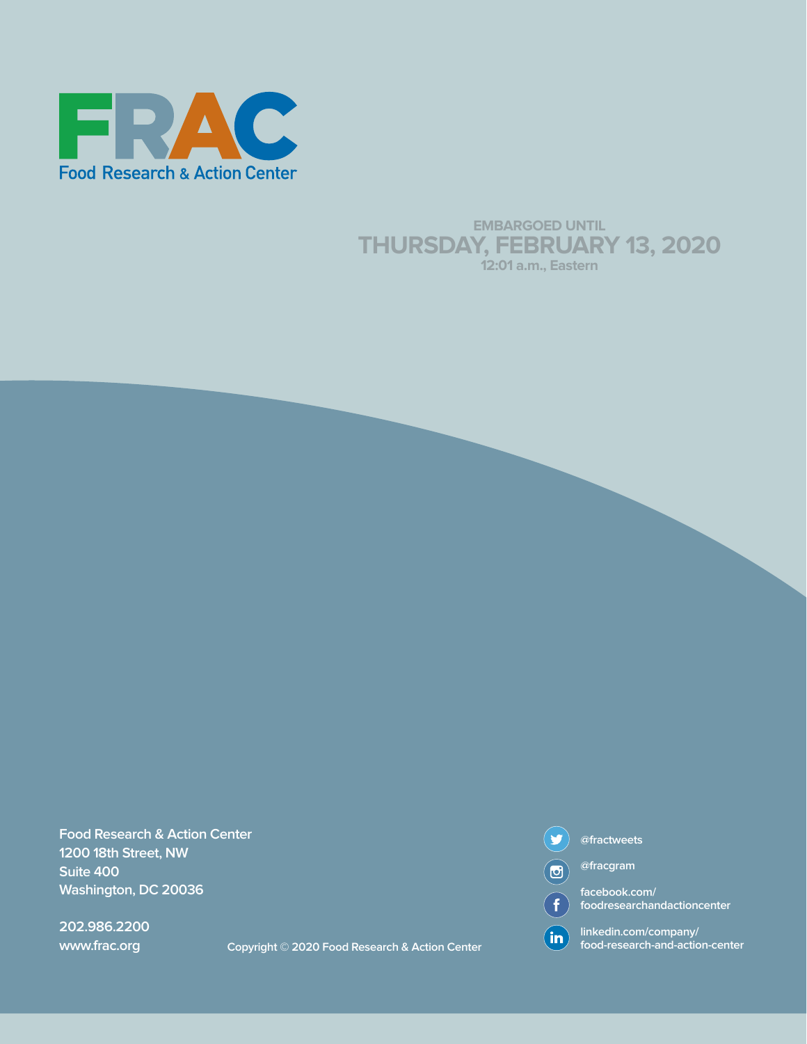# FRAC

Food Research & Action Center

EMBARGOED UNTIL

**THURSDAY, FEBRUARY 13, 2020**

12:01 a.m., Eastern

Food Research & Action Center
1200 18th Street, NW
Suite 400
Washington, DC 20036

202.986.2200
www.frac.org

Copyright © 2020 Food Research & Action Center

@fractweets

@fracgram

facebook.com/foodresearchandactioncenter

linkedin.com/company/food-research-and-action-center